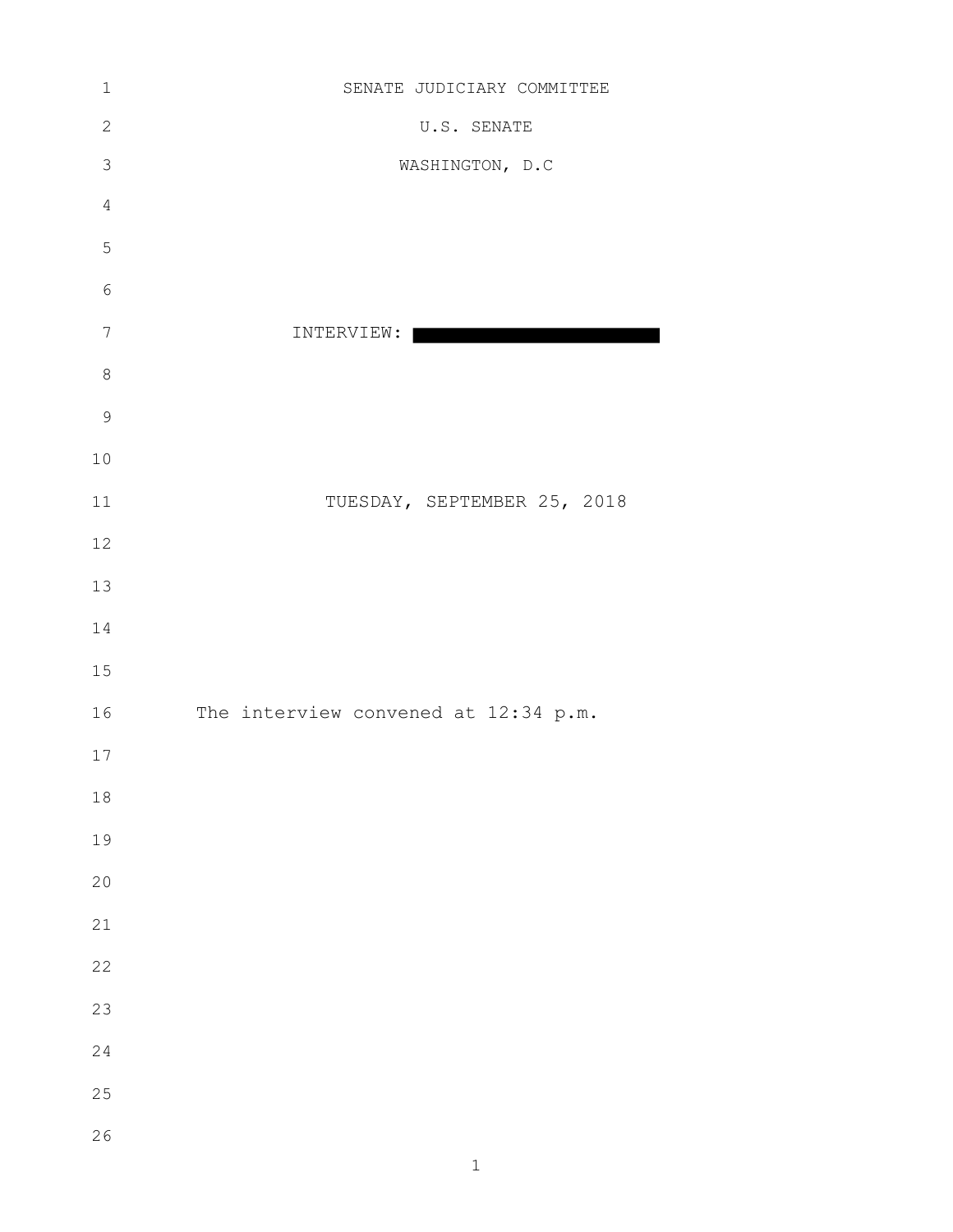SENATE JUDICIARY COMMITTEE

U.S. SENATE

WASHINGTON, D.C

INTERVIEW: [REDACTED]

TUESDAY, SEPTEMBER 25, 2018

The interview convened at 12:34 p.m.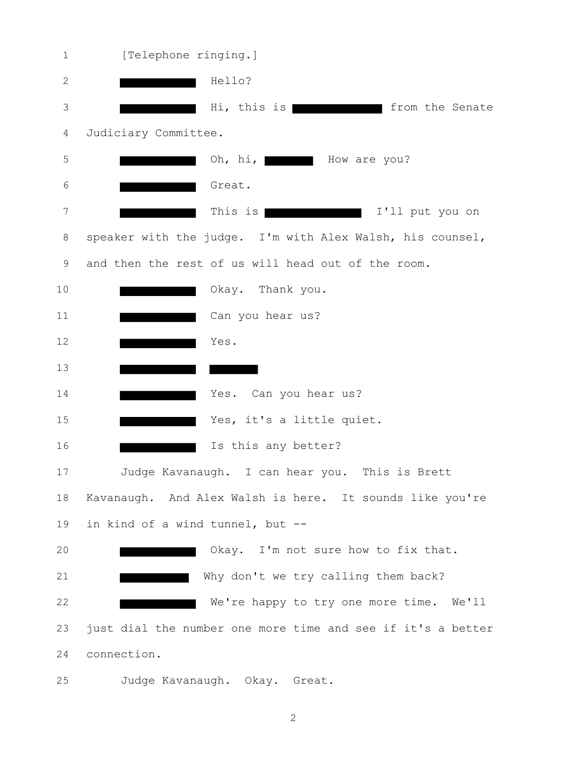[Telephone ringing.]

█████ Hello?

█████ Hi, this is █████ from the Senate Judiciary Committee.

█████ Oh, hi, █████ How are you?

█████ Great.

█████ This is █████ I'll put you on speaker with the judge. I'm with Alex Walsh, his counsel, and then the rest of us will head out of the room.

█████ Okay. Thank you.

█████ Can you hear us?

█████ Yes.

█████ █████

█████ Yes. Can you hear us?

█████ Yes, it's a little quiet.

█████ Is this any better?

Judge Kavanaugh. I can hear you. This is Brett Kavanaugh. And Alex Walsh is here. It sounds like you're in kind of a wind tunnel, but --

█████ Okay. I'm not sure how to fix that.

█████ Why don't we try calling them back?

█████ We're happy to try one more time. We'll just dial the number one more time and see if it's a better connection.

Judge Kavanaugh. Okay. Great.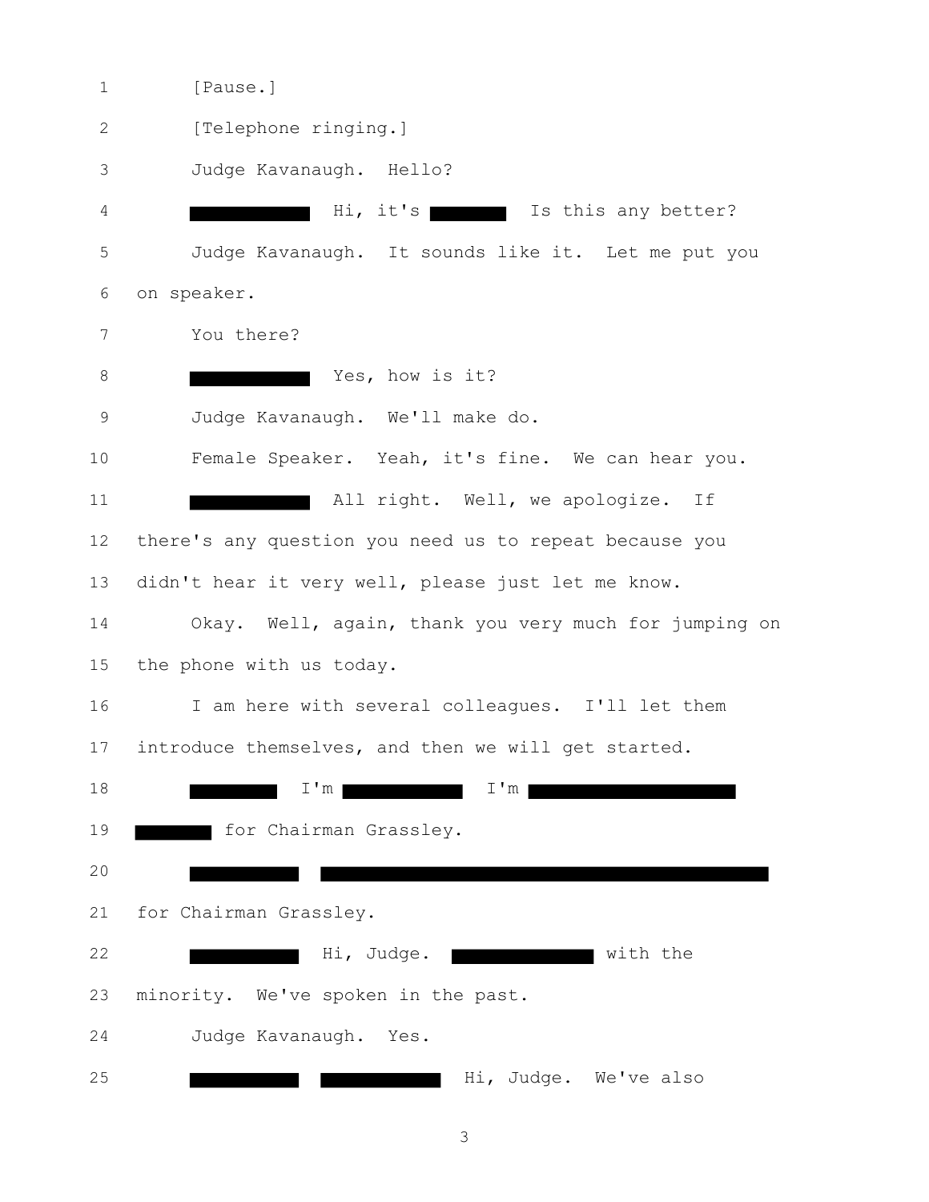1 [Pause.]

2 [Telephone ringing.]

3 Judge Kavanaugh. Hello?

4 ██████████ Hi, it's ████████ Is this any better?

5 Judge Kavanaugh. It sounds like it. Let me put you

6 on speaker.

7 You there?

8 ██████████ Yes, how is it?

9 Judge Kavanaugh. We'll make do.

10 Female Speaker. Yeah, it's fine. We can hear you.

11 ██████████ All right. Well, we apologize. If

12 there's any question you need us to repeat because you

13 didn't hear it very well, please just let me know.

14 Okay. Well, again, thank you very much for jumping on

15 the phone with us today.

16 I am here with several colleagues. I'll let them

17 introduce themselves, and then we will get started.

18 ████████ I'm ██████████ I'm ████████████████████

19 ████████ for Chairman Grassley.

20 ██████████ ████████████████████████████████████████

21 for Chairman Grassley.

22 ██████████ Hi, Judge. ████████████ with the

23 minority. We've spoken in the past.

24 Judge Kavanaugh. Yes.

25 ██████████ ████████████ Hi, Judge. We've also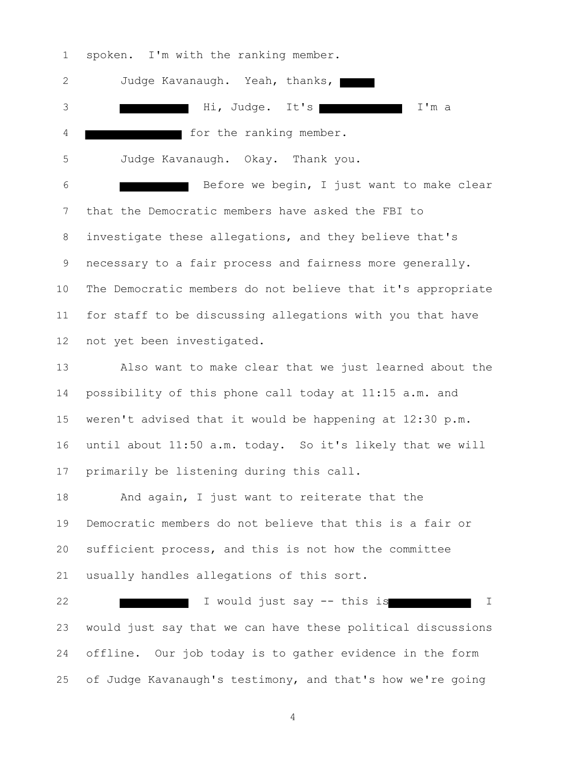spoken. I'm with the ranking member.

Judge Kavanaugh. Yeah, thanks, ██████

██████████ Hi, Judge. It's ██████████ I'm a ██████████ for the ranking member.

Judge Kavanaugh. Okay. Thank you.

██████████ Before we begin, I just want to make clear that the Democratic members have asked the FBI to investigate these allegations, and they believe that's necessary to a fair process and fairness more generally. The Democratic members do not believe that it's appropriate for staff to be discussing allegations with you that have not yet been investigated.

Also want to make clear that we just learned about the possibility of this phone call today at 11:15 a.m. and weren't advised that it would be happening at 12:30 p.m. until about 11:50 a.m. today. So it's likely that we will primarily be listening during this call.

And again, I just want to reiterate that the Democratic members do not believe that this is a fair or sufficient process, and this is not how the committee usually handles allegations of this sort.

██████████ I would just say -- this is ██████████ I would just say that we can have these political discussions offline. Our job today is to gather evidence in the form of Judge Kavanaugh's testimony, and that's how we're going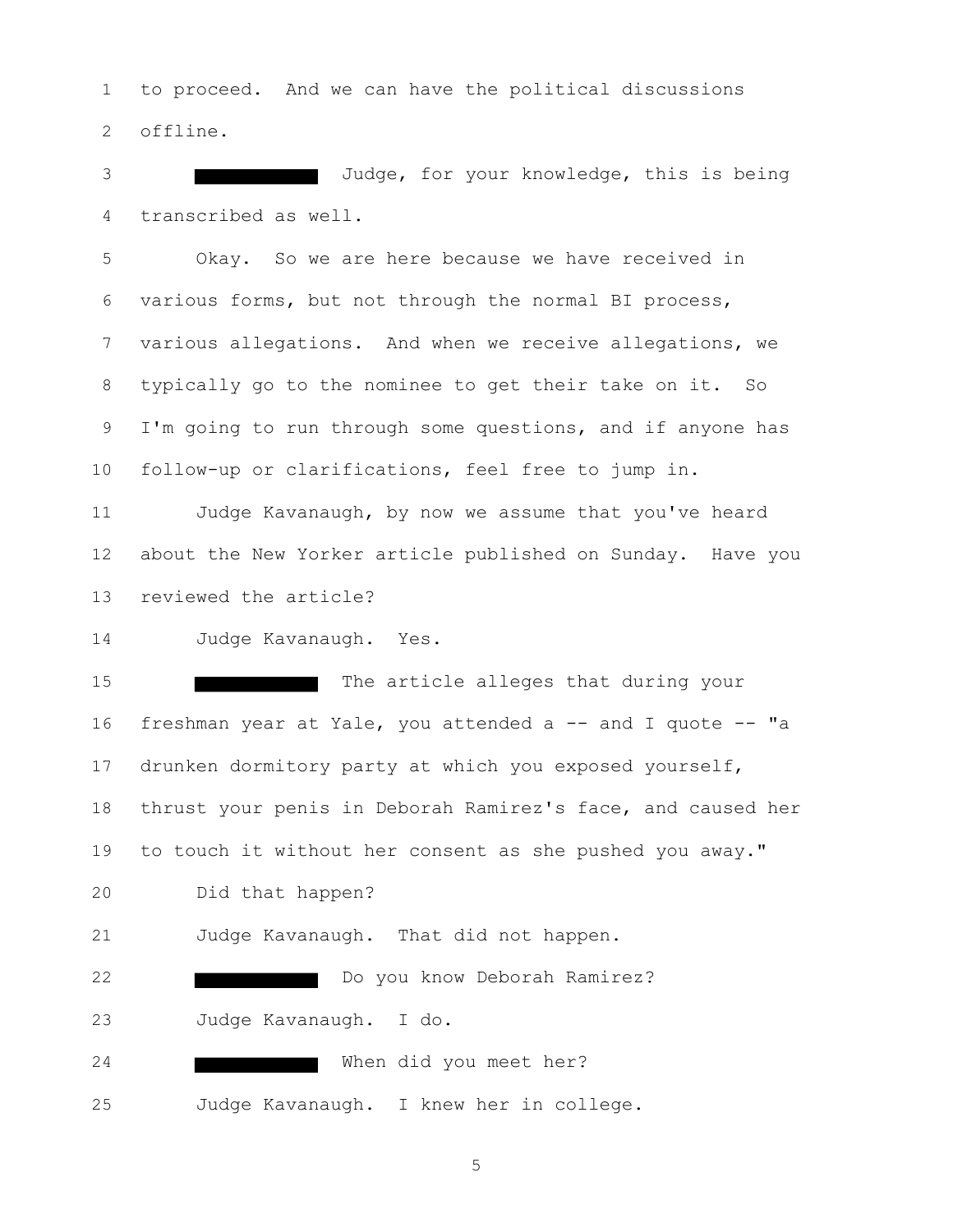to proceed. And we can have the political discussions offline.

█████████ Judge, for your knowledge, this is being transcribed as well.

Okay. So we are here because we have received in various forms, but not through the normal BI process, various allegations. And when we receive allegations, we typically go to the nominee to get their take on it. So I'm going to run through some questions, and if anyone has follow-up or clarifications, feel free to jump in.

Judge Kavanaugh, by now we assume that you've heard about the New Yorker article published on Sunday. Have you reviewed the article?

Judge Kavanaugh. Yes.

█████████ The article alleges that during your freshman year at Yale, you attended a -- and I quote -- "a drunken dormitory party at which you exposed yourself, thrust your penis in Deborah Ramirez's face, and caused her to touch it without her consent as she pushed you away."

Did that happen?

Judge Kavanaugh. That did not happen.

█████████ Do you know Deborah Ramirez?

Judge Kavanaugh. I do.

█████████ When did you meet her?

Judge Kavanaugh. I knew her in college.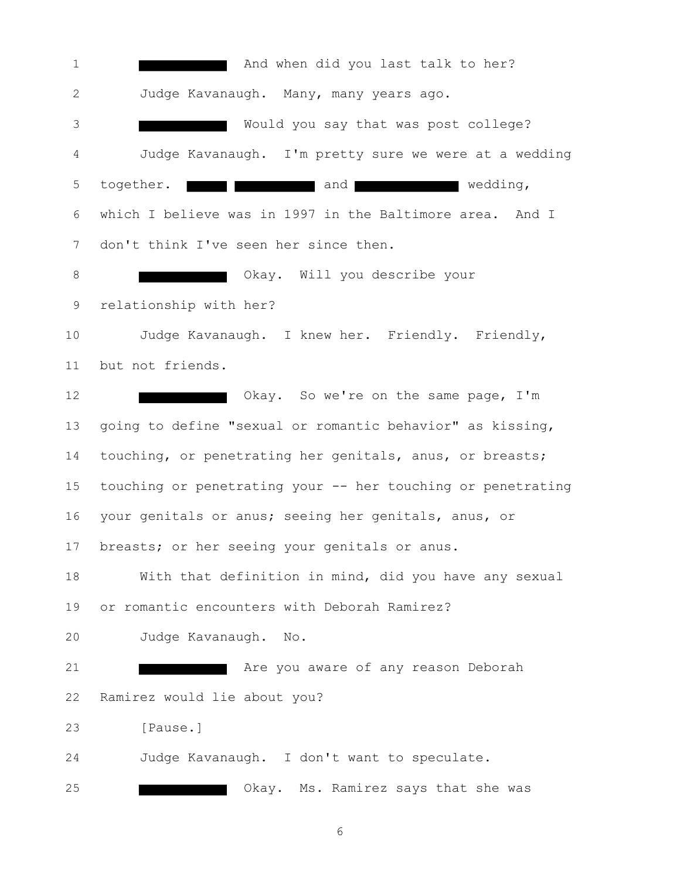1 ████████ And when did you last talk to her?

2 Judge Kavanaugh. Many, many years ago.

3 ████████ Would you say that was post college?

4 Judge Kavanaugh. I'm pretty sure we were at a wedding

5 together. ████ ████████ and ██████████ wedding,

6 which I believe was in 1997 in the Baltimore area. And I

7 don't think I've seen her since then.

8 ████████ Okay. Will you describe your

9 relationship with her?

10 Judge Kavanaugh. I knew her. Friendly. Friendly,

11 but not friends.

12 ████████ Okay. So we're on the same page, I'm

13 going to define "sexual or romantic behavior" as kissing,

14 touching, or penetrating her genitals, anus, or breasts;

15 touching or penetrating your -- her touching or penetrating

16 your genitals or anus; seeing her genitals, anus, or

17 breasts; or her seeing your genitals or anus.

18 With that definition in mind, did you have any sexual

19 or romantic encounters with Deborah Ramirez?

20 Judge Kavanaugh. No.

21 ████████ Are you aware of any reason Deborah

22 Ramirez would lie about you?

23 [Pause.]

24 Judge Kavanaugh. I don't want to speculate.

25 ████████ Okay. Ms. Ramirez says that she was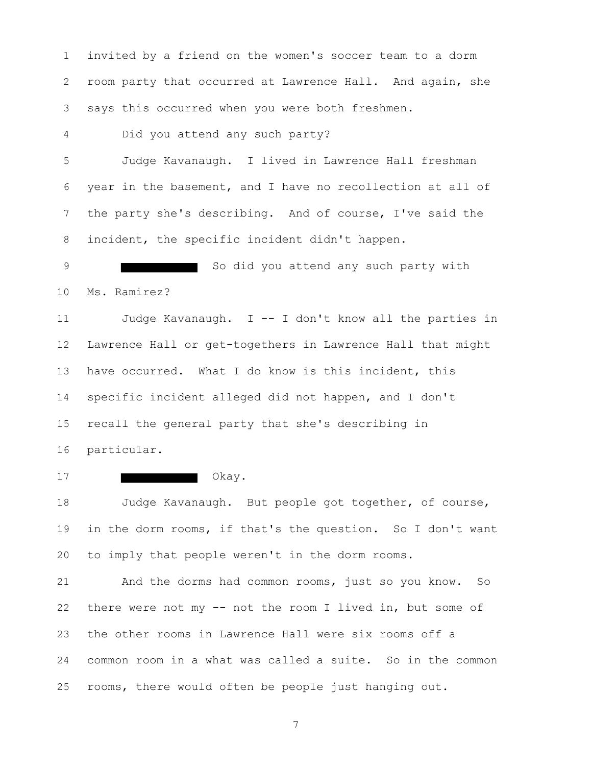invited by a friend on the women's soccer team to a dorm room party that occurred at Lawrence Hall. And again, she says this occurred when you were both freshmen.

Did you attend any such party?

Judge Kavanaugh. I lived in Lawrence Hall freshman year in the basement, and I have no recollection at all of the party she's describing. And of course, I've said the incident, the specific incident didn't happen.

██████████ So did you attend any such party with Ms. Ramirez?

Judge Kavanaugh. I -- I don't know all the parties in Lawrence Hall or get-togethers in Lawrence Hall that might have occurred. What I do know is this incident, this specific incident alleged did not happen, and I don't recall the general party that she's describing in particular.

██████████ Okay.

Judge Kavanaugh. But people got together, of course, in the dorm rooms, if that's the question. So I don't want to imply that people weren't in the dorm rooms.

And the dorms had common rooms, just so you know. So there were not my -- not the room I lived in, but some of the other rooms in Lawrence Hall were six rooms off a common room in a what was called a suite. So in the common rooms, there would often be people just hanging out.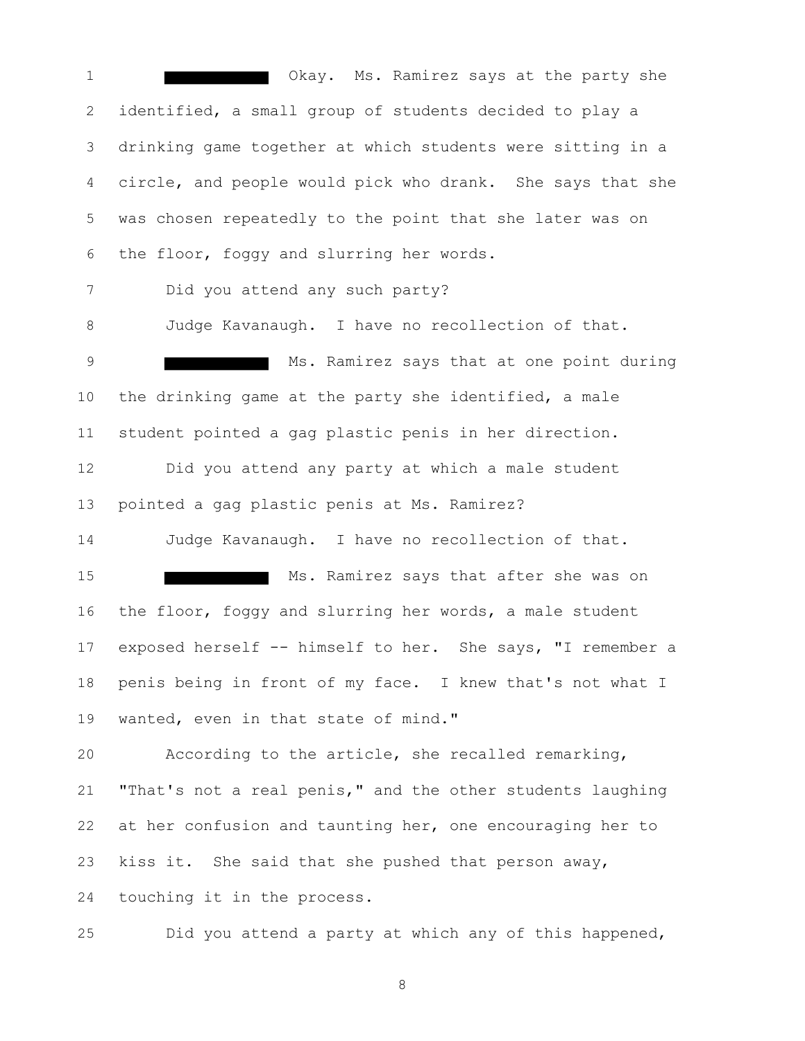1 ██████ Okay. Ms. Ramirez says at the party she
2 identified, a small group of students decided to play a
3 drinking game together at which students were sitting in a
4 circle, and people would pick who drank. She says that she
5 was chosen repeatedly to the point that she later was on
6 the floor, foggy and slurring her words.

7 Did you attend any such party?

8 Judge Kavanaugh. I have no recollection of that.

9 ██████ Ms. Ramirez says that at one point during
10 the drinking game at the party she identified, a male
11 student pointed a gag plastic penis in her direction.

12 Did you attend any party at which a male student
13 pointed a gag plastic penis at Ms. Ramirez?

14 Judge Kavanaugh. I have no recollection of that.

15 ██████ Ms. Ramirez says that after she was on
16 the floor, foggy and slurring her words, a male student
17 exposed herself -- himself to her. She says, "I remember a
18 penis being in front of my face. I knew that's not what I
19 wanted, even in that state of mind."

20 According to the article, she recalled remarking,
21 "That's not a real penis," and the other students laughing
22 at her confusion and taunting her, one encouraging her to
23 kiss it. She said that she pushed that person away,
24 touching it in the process.

25 Did you attend a party at which any of this happened,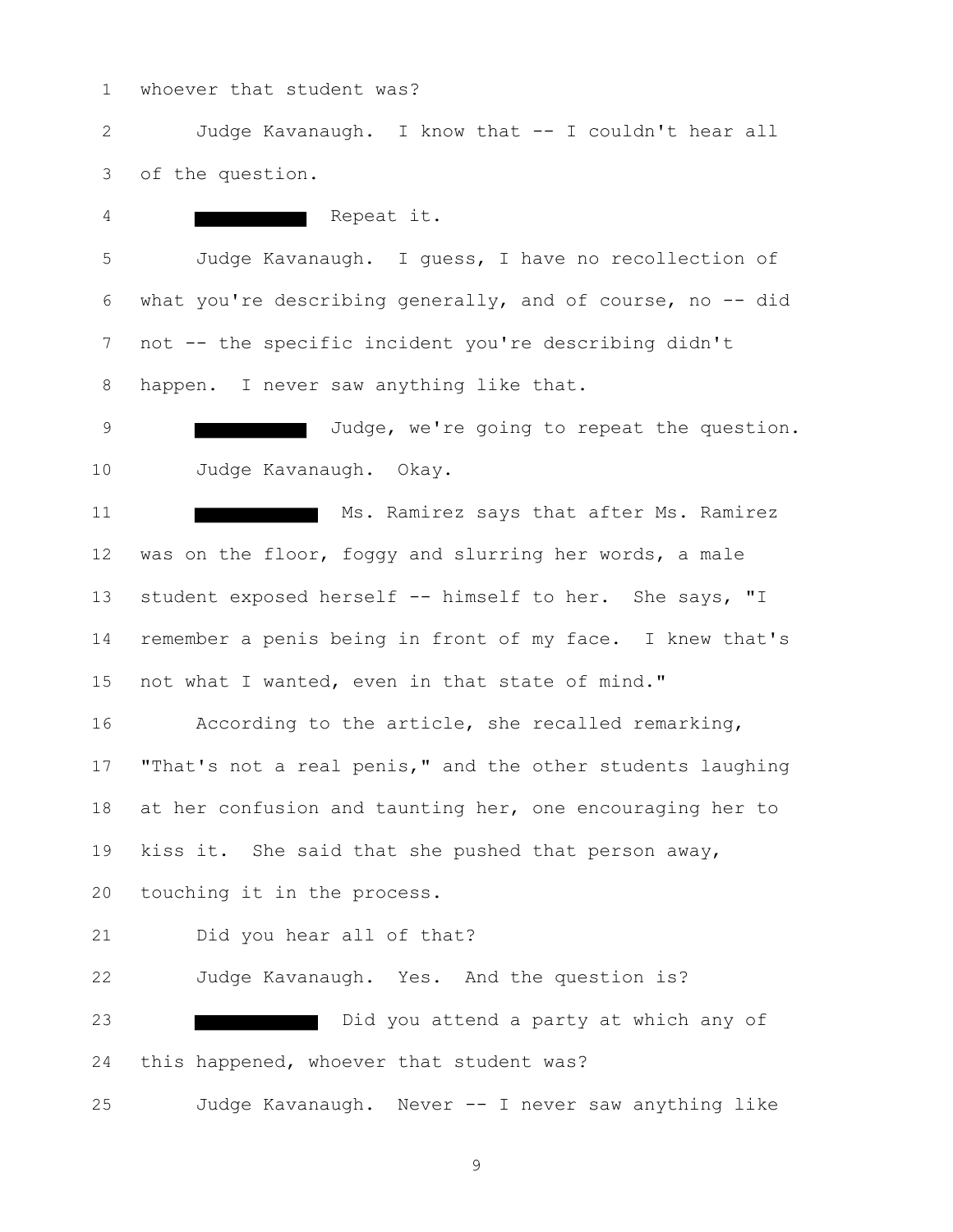whoever that student was?

Judge Kavanaugh. I know that -- I couldn't hear all of the question.

█████ Repeat it.

Judge Kavanaugh. I guess, I have no recollection of what you're describing generally, and of course, no -- did not -- the specific incident you're describing didn't happen. I never saw anything like that.

█████ Judge, we're going to repeat the question.

Judge Kavanaugh. Okay.

█████ Ms. Ramirez says that after Ms. Ramirez was on the floor, foggy and slurring her words, a male student exposed herself -- himself to her. She says, "I remember a penis being in front of my face. I knew that's not what I wanted, even in that state of mind."

According to the article, she recalled remarking, "That's not a real penis," and the other students laughing at her confusion and taunting her, one encouraging her to kiss it. She said that she pushed that person away, touching it in the process.

Did you hear all of that?

Judge Kavanaugh. Yes. And the question is?

█████ Did you attend a party at which any of this happened, whoever that student was?

Judge Kavanaugh. Never -- I never saw anything like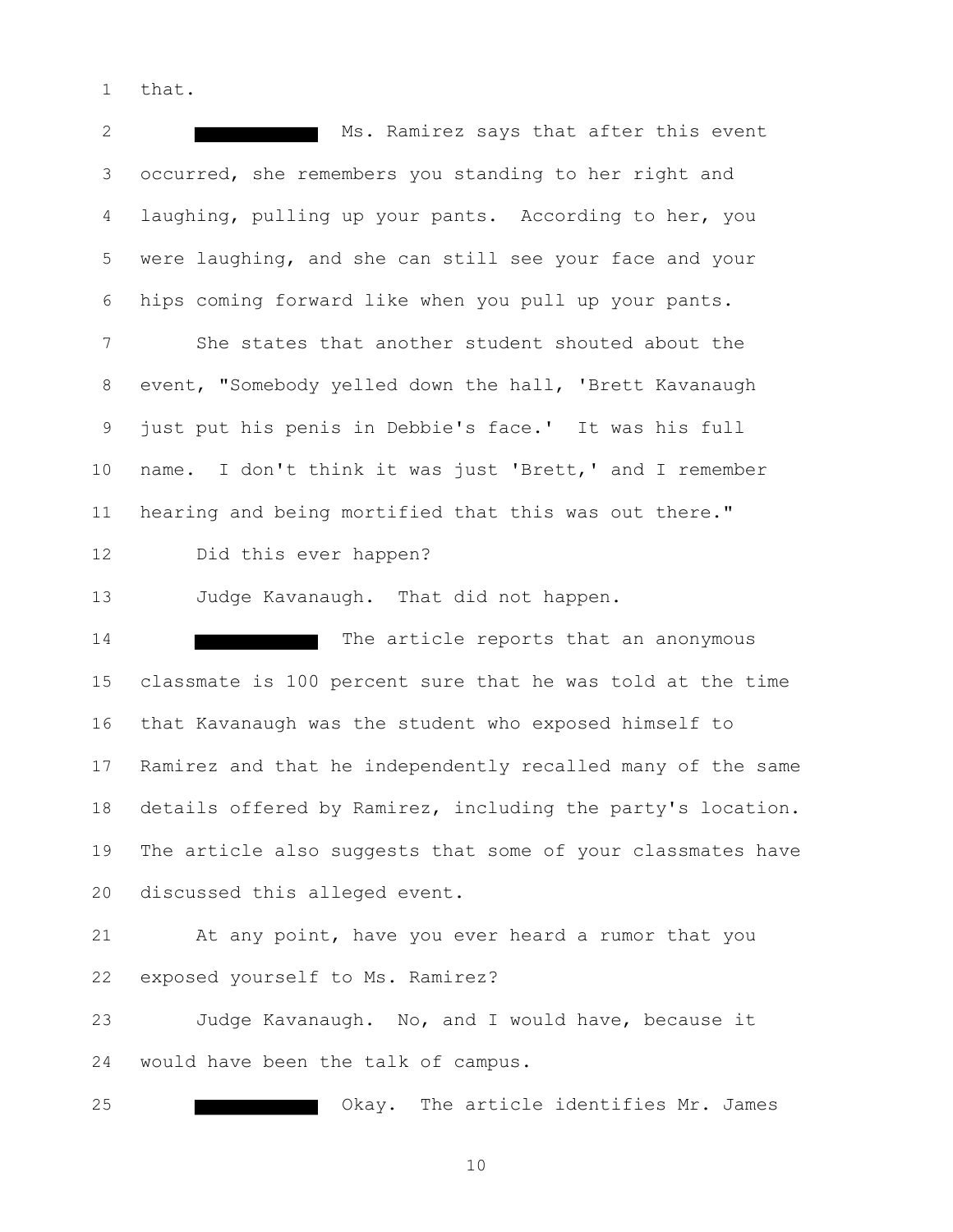that.

[REDACTED] Ms. Ramirez says that after this event occurred, she remembers you standing to her right and laughing, pulling up your pants. According to her, you were laughing, and she can still see your face and your hips coming forward like when you pull up your pants.

She states that another student shouted about the event, "Somebody yelled down the hall, 'Brett Kavanaugh just put his penis in Debbie's face.' It was his full name. I don't think it was just 'Brett,' and I remember hearing and being mortified that this was out there."

Did this ever happen?

Judge Kavanaugh. That did not happen.

[REDACTED] The article reports that an anonymous classmate is 100 percent sure that he was told at the time that Kavanaugh was the student who exposed himself to Ramirez and that he independently recalled many of the same details offered by Ramirez, including the party's location. The article also suggests that some of your classmates have discussed this alleged event.

At any point, have you ever heard a rumor that you exposed yourself to Ms. Ramirez?

Judge Kavanaugh. No, and I would have, because it would have been the talk of campus.

[REDACTED] Okay. The article identifies Mr. James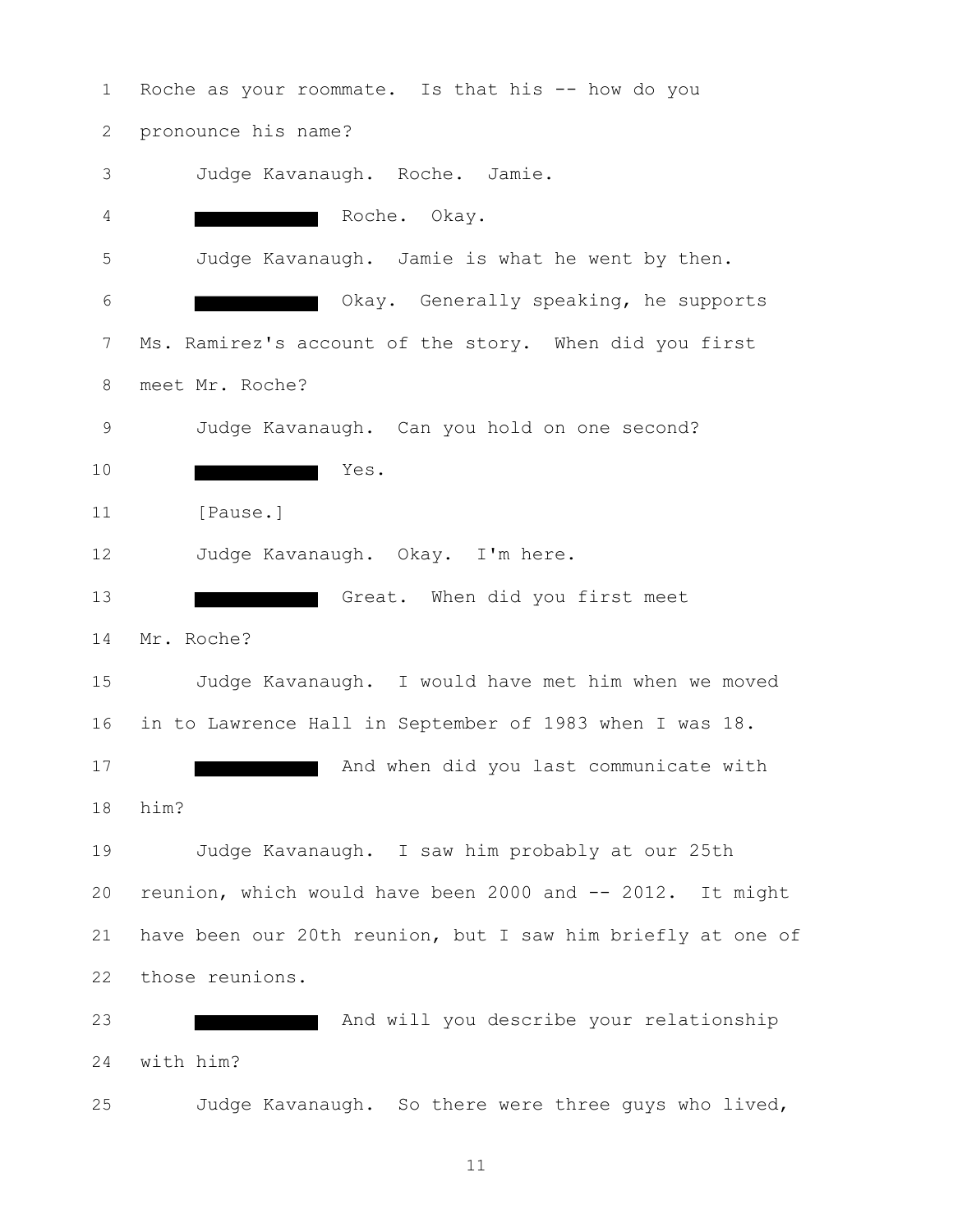Roche as your roommate. Is that his -- how do you pronounce his name?

Judge Kavanaugh. Roche. Jamie.

█████████ Roche. Okay.

Judge Kavanaugh. Jamie is what he went by then.

█████████ Okay. Generally speaking, he supports Ms. Ramirez's account of the story. When did you first meet Mr. Roche?

Judge Kavanaugh. Can you hold on one second?

█████████ Yes.

[Pause.]

Judge Kavanaugh. Okay. I'm here.

█████████ Great. When did you first meet Mr. Roche?

Judge Kavanaugh. I would have met him when we moved in to Lawrence Hall in September of 1983 when I was 18.

█████████ And when did you last communicate with him?

Judge Kavanaugh. I saw him probably at our 25th reunion, which would have been 2000 and -- 2012. It might have been our 20th reunion, but I saw him briefly at one of those reunions.

█████████ And will you describe your relationship with him?

Judge Kavanaugh. So there were three guys who lived,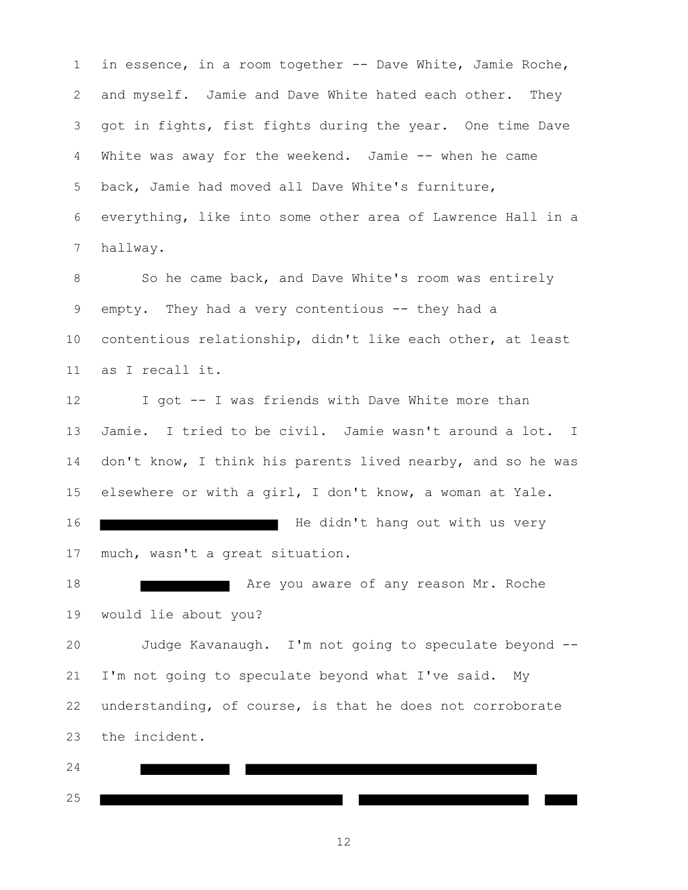in essence, in a room together -- Dave White, Jamie Roche, and myself. Jamie and Dave White hated each other. They got in fights, fist fights during the year. One time Dave White was away for the weekend. Jamie -- when he came back, Jamie had moved all Dave White's furniture, everything, like into some other area of Lawrence Hall in a hallway.

So he came back, and Dave White's room was entirely empty. They had a very contentious -- they had a contentious relationship, didn't like each other, at least as I recall it.

I got -- I was friends with Dave White more than Jamie. I tried to be civil. Jamie wasn't around a lot. I don't know, I think his parents lived nearby, and so he was elsewhere or with a girl, I don't know, a woman at Yale. [REDACTED] He didn't hang out with us very much, wasn't a great situation.

[REDACTED] Are you aware of any reason Mr. Roche would lie about you?

Judge Kavanaugh. I'm not going to speculate beyond -- I'm not going to speculate beyond what I've said. My understanding, of course, is that he does not corroborate the incident.

[REDACTED] [REDACTED]

[REDACTED] [REDACTED] [REDACTED]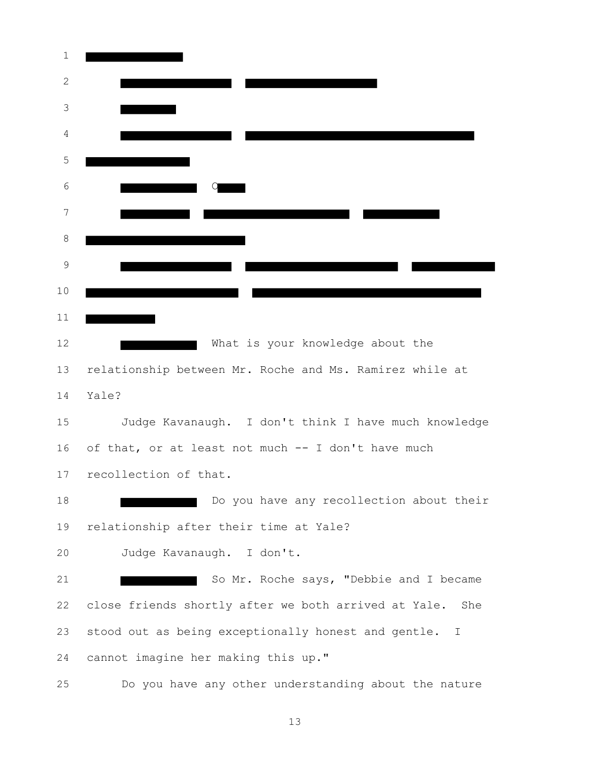What is your knowledge about the relationship between Mr. Roche and Ms. Ramirez while at Yale?

Judge Kavanaugh. I don't think I have much knowledge of that, or at least not much -- I don't have much recollection of that.

Do you have any recollection about their relationship after their time at Yale?

Judge Kavanaugh. I don't.

So Mr. Roche says, "Debbie and I became close friends shortly after we both arrived at Yale. She stood out as being exceptionally honest and gentle. I cannot imagine her making this up."

Do you have any other understanding about the nature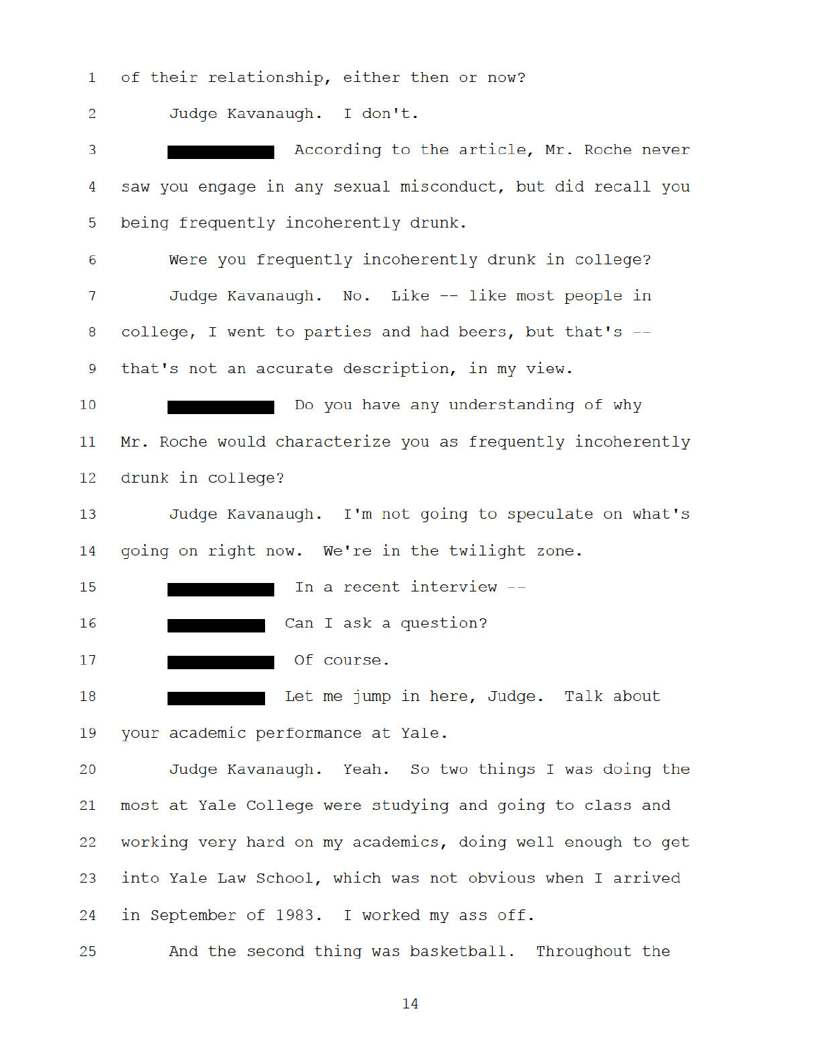of their relationship, either then or now?

Judge Kavanaugh. I don't.

█████████ According to the article, Mr. Roche never saw you engage in any sexual misconduct, but did recall you being frequently incoherently drunk.

Were you frequently incoherently drunk in college?

Judge Kavanaugh. No. Like -- like most people in college, I went to parties and had beers, but that's -- that's not an accurate description, in my view.

█████████ Do you have any understanding of why Mr. Roche would characterize you as frequently incoherently drunk in college?

Judge Kavanaugh. I'm not going to speculate on what's going on right now. We're in the twilight zone.

█████████ In a recent interview --

█████████ Can I ask a question?

█████████ Of course.

█████████ Let me jump in here, Judge. Talk about your academic performance at Yale.

Judge Kavanaugh. Yeah. So two things I was doing the most at Yale College were studying and going to class and working very hard on my academics, doing well enough to get into Yale Law School, which was not obvious when I arrived in September of 1983. I worked my ass off.

And the second thing was basketball. Throughout the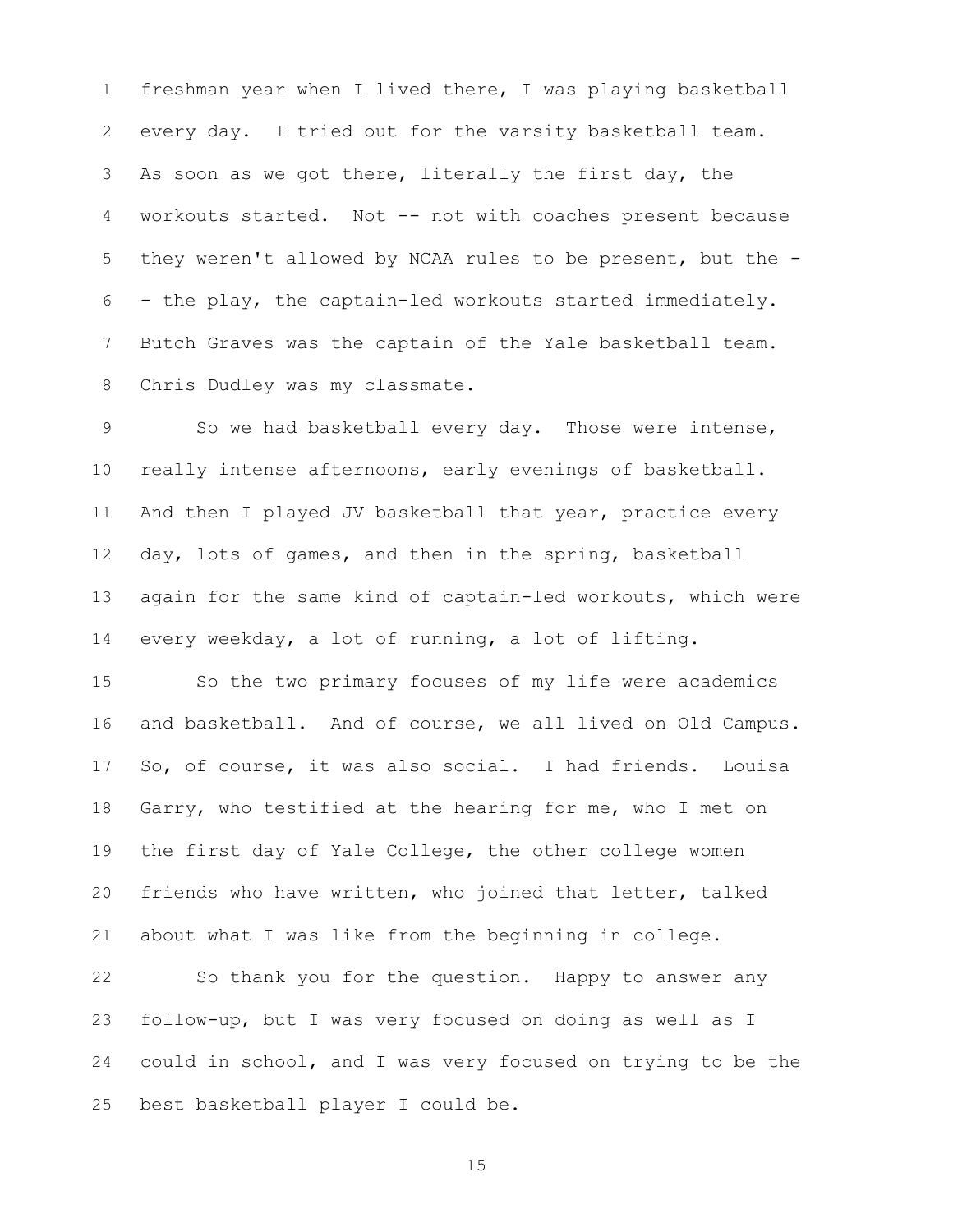freshman year when I lived there, I was playing basketball every day. I tried out for the varsity basketball team. As soon as we got there, literally the first day, the workouts started. Not -- not with coaches present because they weren't allowed by NCAA rules to be present, but the -- the play, the captain-led workouts started immediately. Butch Graves was the captain of the Yale basketball team. Chris Dudley was my classmate.

So we had basketball every day. Those were intense, really intense afternoons, early evenings of basketball. And then I played JV basketball that year, practice every day, lots of games, and then in the spring, basketball again for the same kind of captain-led workouts, which were every weekday, a lot of running, a lot of lifting.

So the two primary focuses of my life were academics and basketball. And of course, we all lived on Old Campus. So, of course, it was also social. I had friends. Louisa Garry, who testified at the hearing for me, who I met on the first day of Yale College, the other college women friends who have written, who joined that letter, talked about what I was like from the beginning in college.

So thank you for the question. Happy to answer any follow-up, but I was very focused on doing as well as I could in school, and I was very focused on trying to be the best basketball player I could be.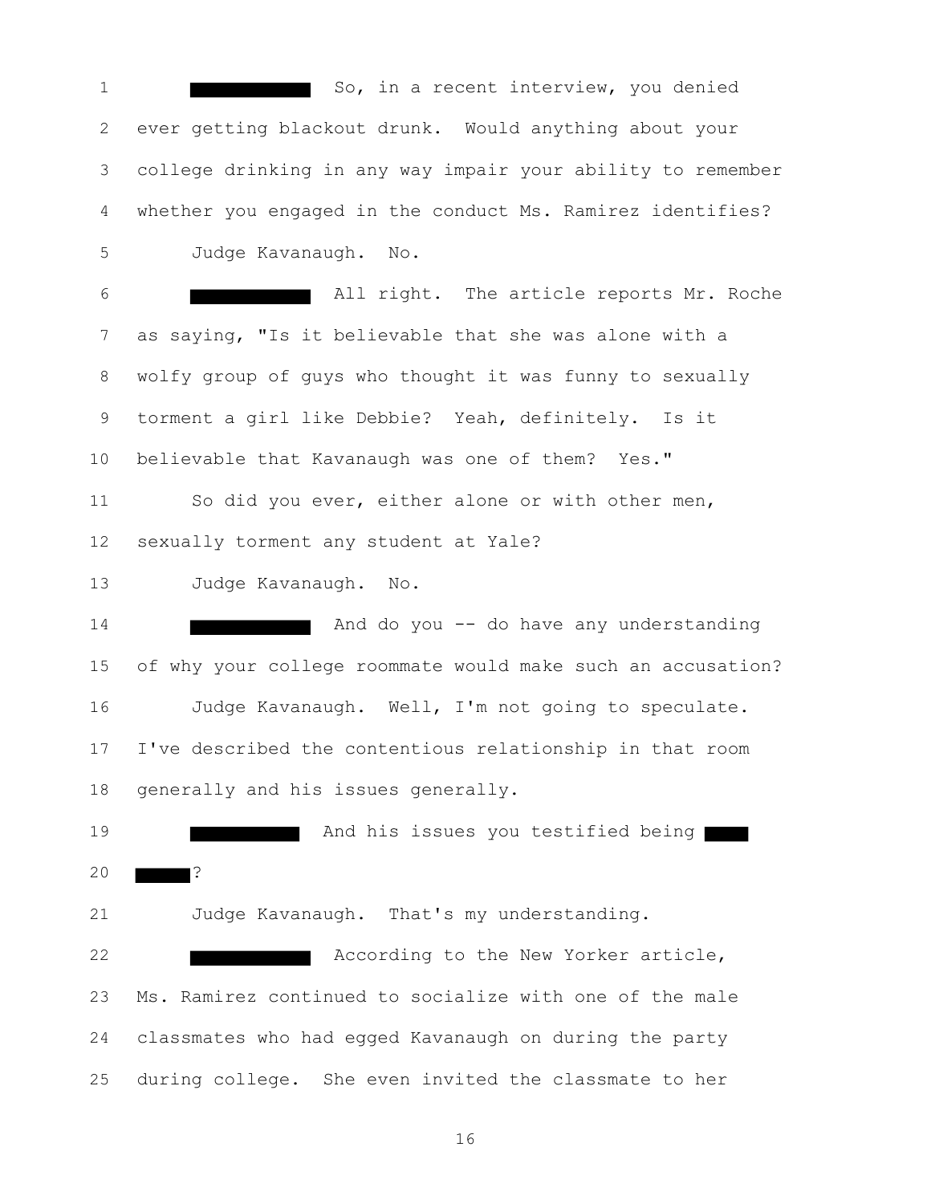1 ████████ So, in a recent interview, you denied
2 ever getting blackout drunk. Would anything about your
3 college drinking in any way impair your ability to remember
4 whether you engaged in the conduct Ms. Ramirez identifies?
5 Judge Kavanaugh. No.
6 ████████ All right. The article reports Mr. Roche
7 as saying, "Is it believable that she was alone with a
8 wolfy group of guys who thought it was funny to sexually
9 torment a girl like Debbie? Yeah, definitely. Is it
10 believable that Kavanaugh was one of them? Yes."
11 So did you ever, either alone or with other men,
12 sexually torment any student at Yale?
13 Judge Kavanaugh. No.
14 ████████ And do you -- do have any understanding
15 of why your college roommate would make such an accusation?
16 Judge Kavanaugh. Well, I'm not going to speculate.
17 I've described the contentious relationship in that room
18 generally and his issues generally.
19 ████████ And his issues you testified being ████
20 ████?
21 Judge Kavanaugh. That's my understanding.
22 ████████ According to the New Yorker article,
23 Ms. Ramirez continued to socialize with one of the male
24 classmates who had egged Kavanaugh on during the party
25 during college. She even invited the classmate to her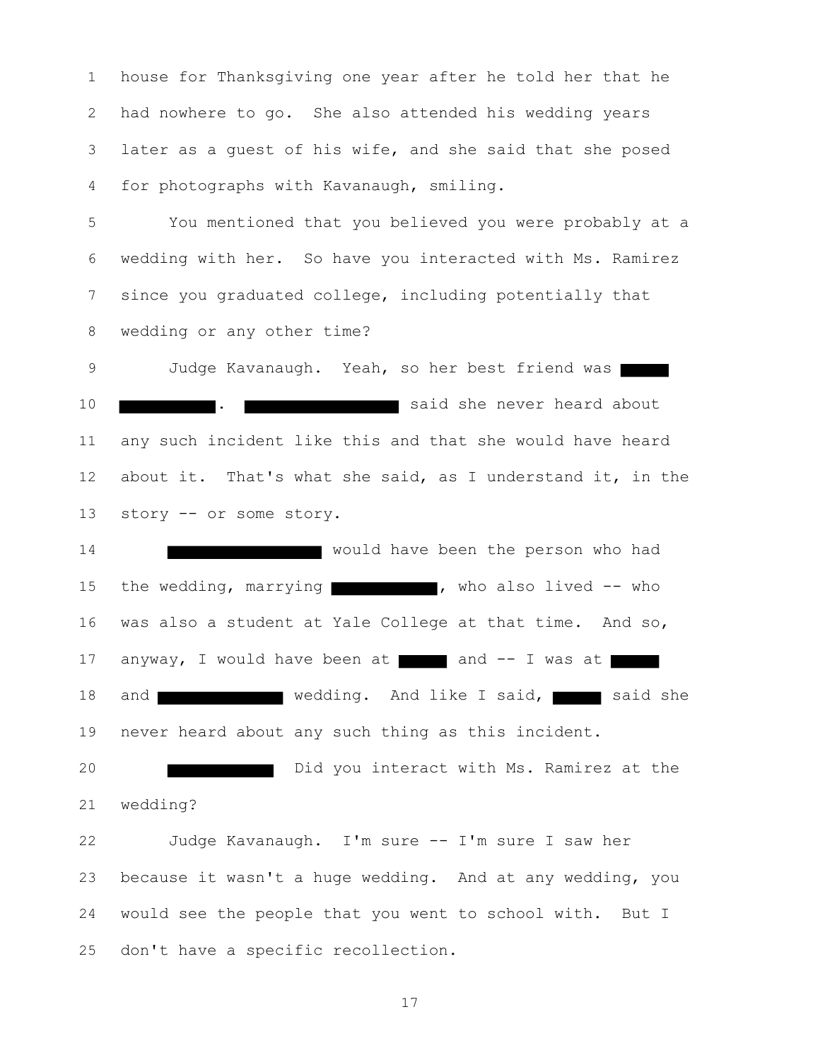house for Thanksgiving one year after he told her that he had nowhere to go. She also attended his wedding years later as a guest of his wife, and she said that she posed for photographs with Kavanaugh, smiling.

You mentioned that you believed you were probably at a wedding with her. So have you interacted with Ms. Ramirez since you graduated college, including potentially that wedding or any other time?

Judge Kavanaugh. Yeah, so her best friend was ████ ████████. █████████████ said she never heard about any such incident like this and that she would have heard about it. That's what she said, as I understand it, in the story -- or some story.

█████████████ would have been the person who had the wedding, marrying ██████████, who also lived -- who was also a student at Yale College at that time. And so, anyway, I would have been at ████ and -- I was at ████ and ████████████ wedding. And like I said, ████ said she never heard about any such thing as this incident.

██████████ Did you interact with Ms. Ramirez at the wedding?

Judge Kavanaugh. I'm sure -- I'm sure I saw her because it wasn't a huge wedding. And at any wedding, you would see the people that you went to school with. But I don't have a specific recollection.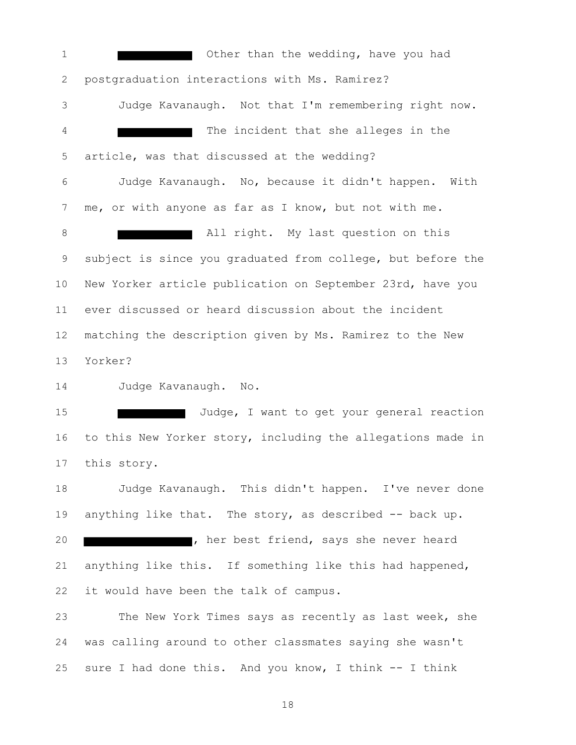1 ██████████ Other than the wedding, have you had
2 postgraduation interactions with Ms. Ramirez?
3 Judge Kavanaugh. Not that I'm remembering right now.
4 ██████████ The incident that she alleges in the
5 article, was that discussed at the wedding?
6 Judge Kavanaugh. No, because it didn't happen. With
7 me, or with anyone as far as I know, but not with me.
8 ██████████ All right. My last question on this
9 subject is since you graduated from college, but before the
10 New Yorker article publication on September 23rd, have you
11 ever discussed or heard discussion about the incident
12 matching the description given by Ms. Ramirez to the New
13 Yorker?
14 Judge Kavanaugh. No.
15 ██████████ Judge, I want to get your general reaction
16 to this New Yorker story, including the allegations made in
17 this story.
18 Judge Kavanaugh. This didn't happen. I've never done
19 anything like that. The story, as described -- back up.
20 ██████████████, her best friend, says she never heard
21 anything like this. If something like this had happened,
22 it would have been the talk of campus.
23 The New York Times says as recently as last week, she
24 was calling around to other classmates saying she wasn't
25 sure I had done this. And you know, I think -- I think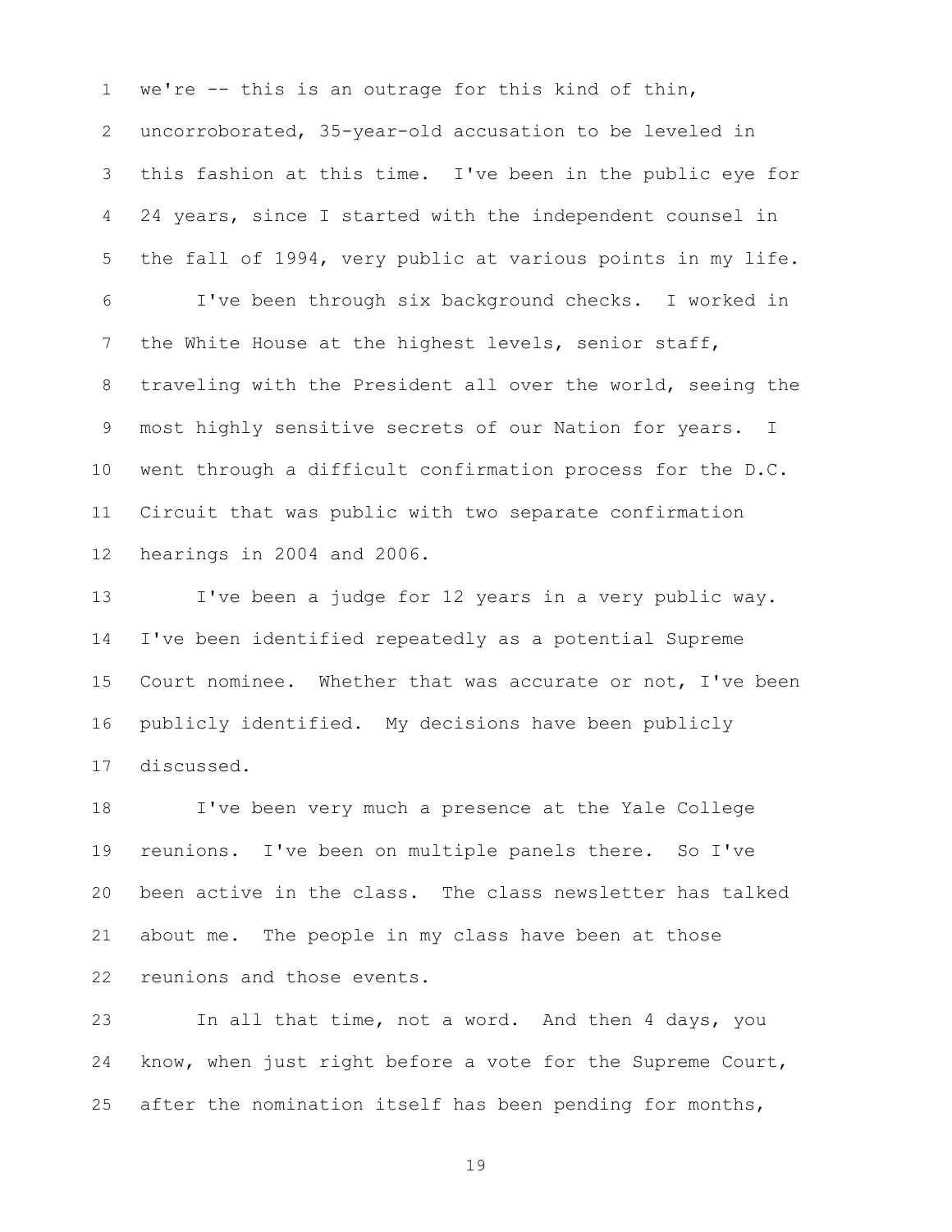we're -- this is an outrage for this kind of thin, uncorroborated, 35-year-old accusation to be leveled in this fashion at this time. I've been in the public eye for 24 years, since I started with the independent counsel in the fall of 1994, very public at various points in my life.

I've been through six background checks. I worked in the White House at the highest levels, senior staff, traveling with the President all over the world, seeing the most highly sensitive secrets of our Nation for years. I went through a difficult confirmation process for the D.C. Circuit that was public with two separate confirmation hearings in 2004 and 2006.

I've been a judge for 12 years in a very public way. I've been identified repeatedly as a potential Supreme Court nominee. Whether that was accurate or not, I've been publicly identified. My decisions have been publicly discussed.

I've been very much a presence at the Yale College reunions. I've been on multiple panels there. So I've been active in the class. The class newsletter has talked about me. The people in my class have been at those reunions and those events.

In all that time, not a word. And then 4 days, you know, when just right before a vote for the Supreme Court, after the nomination itself has been pending for months,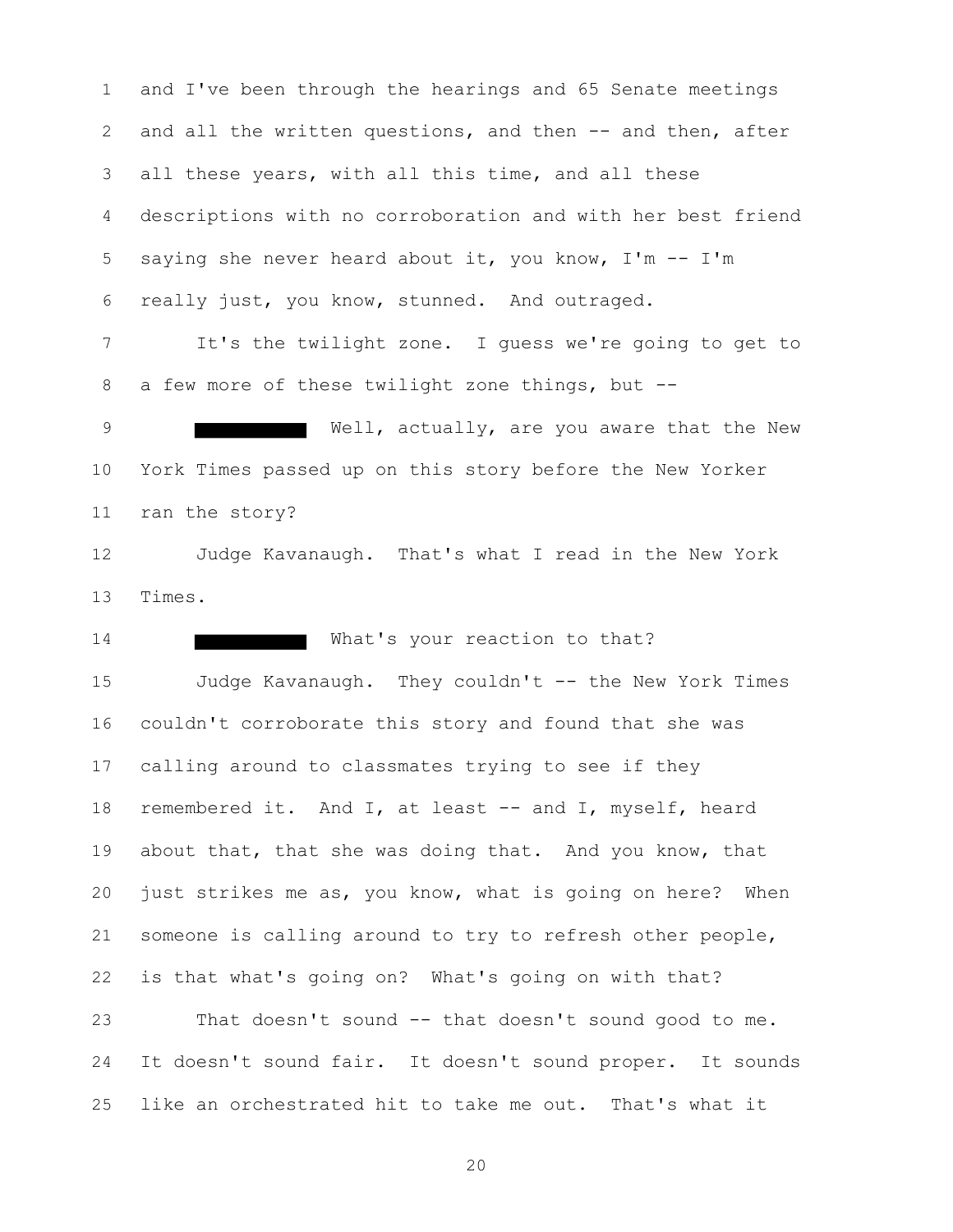and I've been through the hearings and 65 Senate meetings and all the written questions, and then -- and then, after all these years, with all this time, and all these descriptions with no corroboration and with her best friend saying she never heard about it, you know, I'm -- I'm really just, you know, stunned. And outraged.

It's the twilight zone. I guess we're going to get to a few more of these twilight zone things, but --

█████ Well, actually, are you aware that the New York Times passed up on this story before the New Yorker ran the story?

Judge Kavanaugh. That's what I read in the New York Times.

█████ What's your reaction to that?

Judge Kavanaugh. They couldn't -- the New York Times couldn't corroborate this story and found that she was calling around to classmates trying to see if they remembered it. And I, at least -- and I, myself, heard about that, that she was doing that. And you know, that just strikes me as, you know, what is going on here? When someone is calling around to try to refresh other people, is that what's going on? What's going on with that?

That doesn't sound -- that doesn't sound good to me. It doesn't sound fair. It doesn't sound proper. It sounds like an orchestrated hit to take me out. That's what it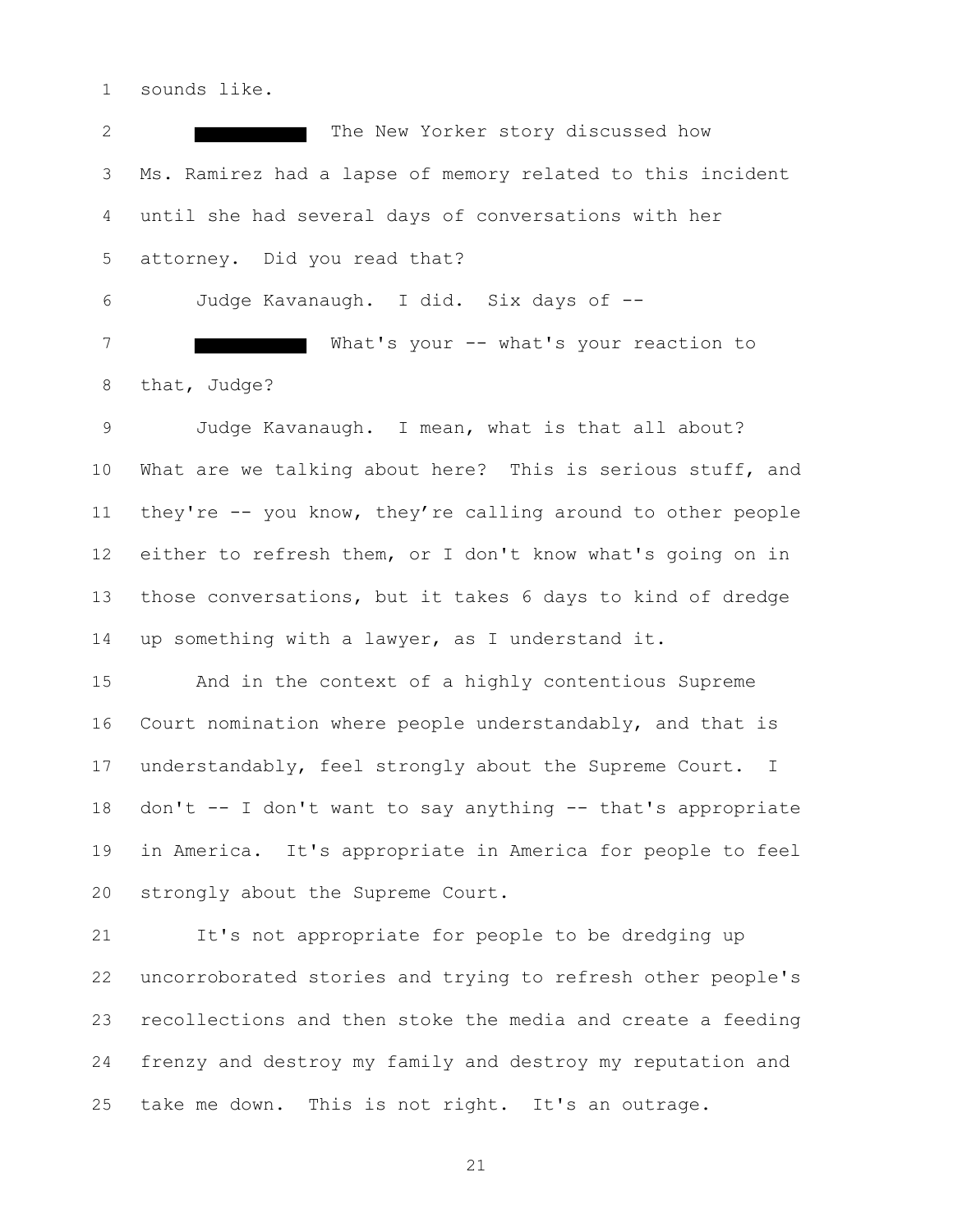sounds like.

█████████ The New Yorker story discussed how Ms. Ramirez had a lapse of memory related to this incident until she had several days of conversations with her attorney. Did you read that?

Judge Kavanaugh. I did. Six days of --

█████████ What's your -- what's your reaction to that, Judge?

Judge Kavanaugh. I mean, what is that all about? What are we talking about here? This is serious stuff, and they're -- you know, they're calling around to other people either to refresh them, or I don't know what's going on in those conversations, but it takes 6 days to kind of dredge up something with a lawyer, as I understand it.

And in the context of a highly contentious Supreme Court nomination where people understandably, and that is understandably, feel strongly about the Supreme Court. I don't -- I don't want to say anything -- that's appropriate in America. It's appropriate in America for people to feel strongly about the Supreme Court.

It's not appropriate for people to be dredging up uncorroborated stories and trying to refresh other people's recollections and then stoke the media and create a feeding frenzy and destroy my family and destroy my reputation and take me down. This is not right. It's an outrage.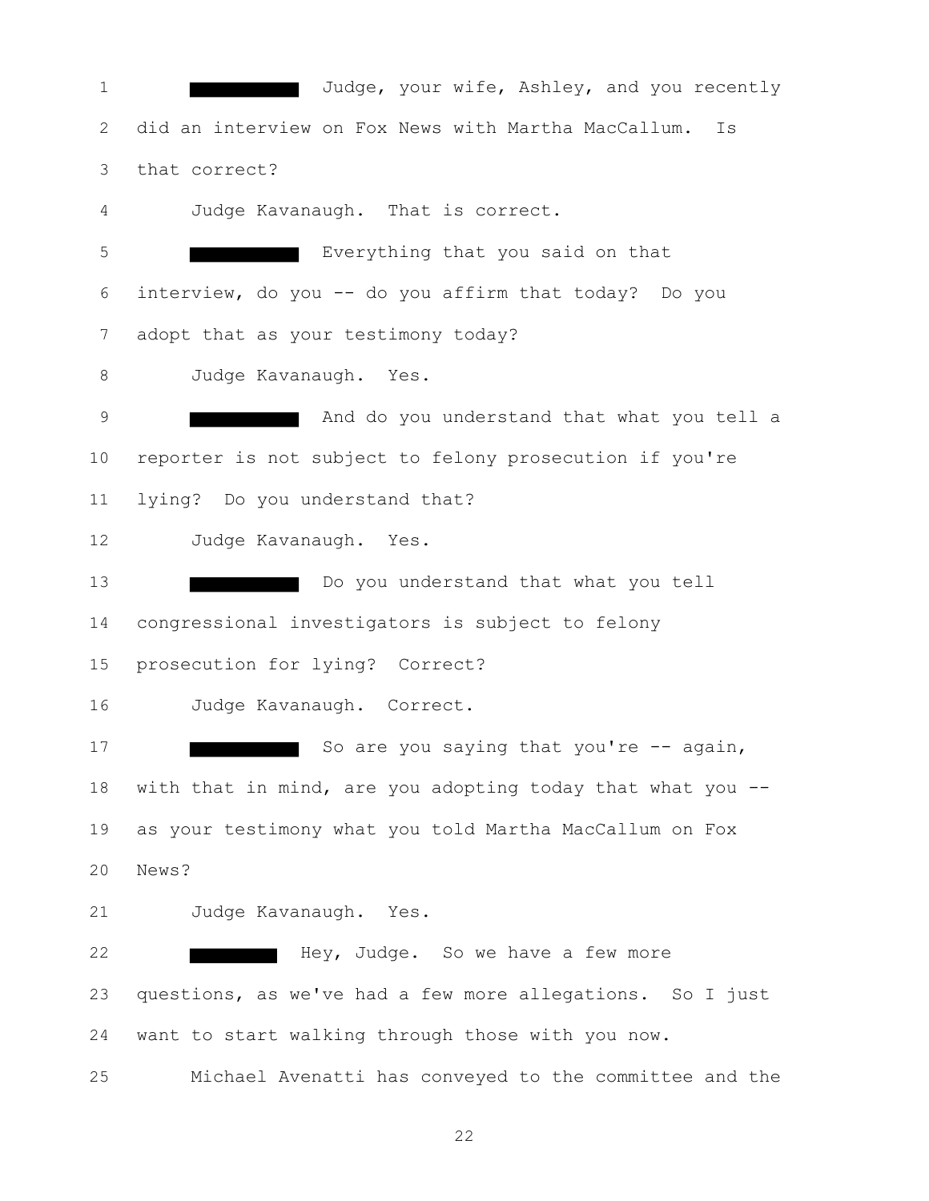[REDACTED] Judge, your wife, Ashley, and you recently did an interview on Fox News with Martha MacCallum. Is that correct?

Judge Kavanaugh. That is correct.

[REDACTED] Everything that you said on that interview, do you -- do you affirm that today? Do you adopt that as your testimony today?

Judge Kavanaugh. Yes.

[REDACTED] And do you understand that what you tell a reporter is not subject to felony prosecution if you're lying? Do you understand that?

Judge Kavanaugh. Yes.

[REDACTED] Do you understand that what you tell congressional investigators is subject to felony prosecution for lying? Correct?

Judge Kavanaugh. Correct.

[REDACTED] So are you saying that you're -- again, with that in mind, are you adopting today that what you -- as your testimony what you told Martha MacCallum on Fox News?

Judge Kavanaugh. Yes.

[REDACTED] Hey, Judge. So we have a few more questions, as we've had a few more allegations. So I just want to start walking through those with you now.

Michael Avenatti has conveyed to the committee and the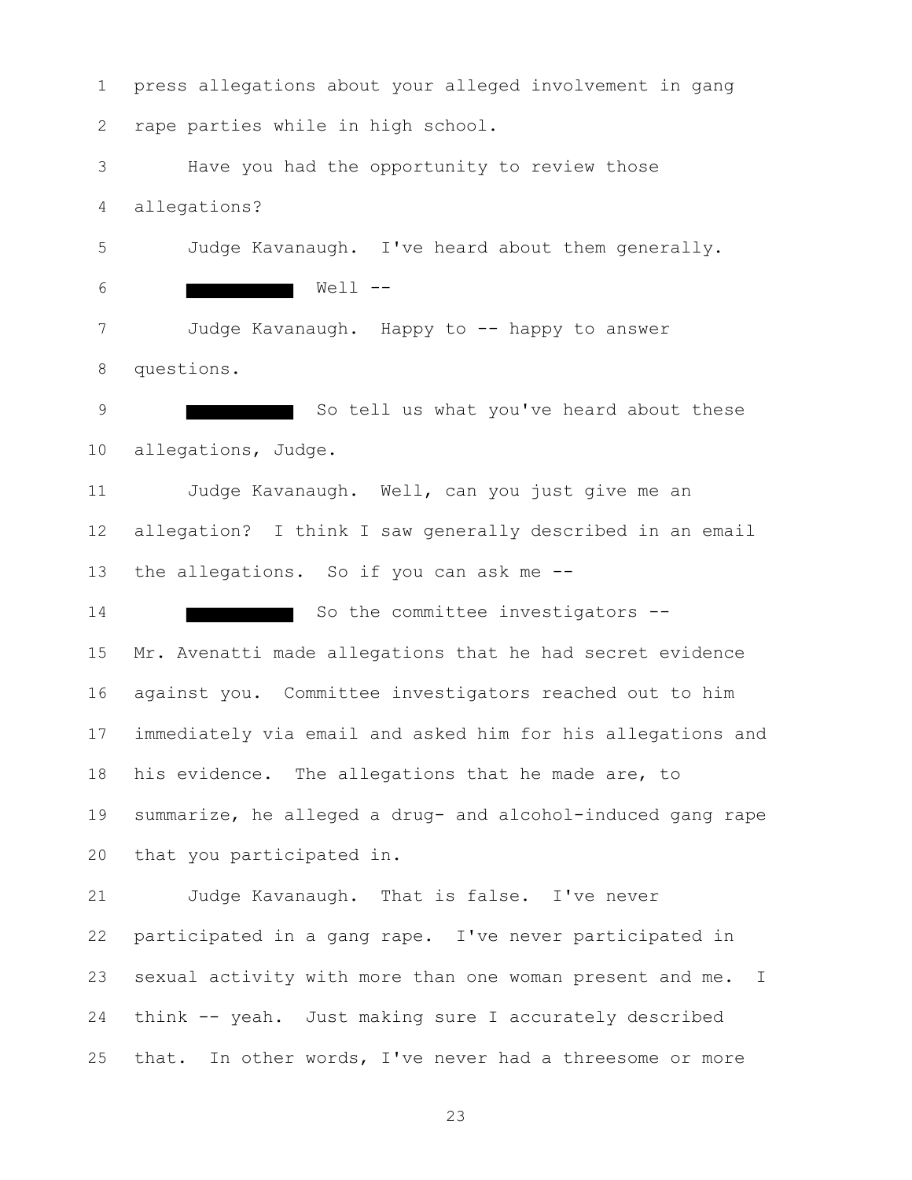press allegations about your alleged involvement in gang rape parties while in high school.

Have you had the opportunity to review those allegations?

Judge Kavanaugh. I've heard about them generally.

[REDACTED] Well --

Judge Kavanaugh. Happy to -- happy to answer questions.

[REDACTED] So tell us what you've heard about these allegations, Judge.

Judge Kavanaugh. Well, can you just give me an allegation? I think I saw generally described in an email the allegations. So if you can ask me --

[REDACTED] So the committee investigators -- Mr. Avenatti made allegations that he had secret evidence against you. Committee investigators reached out to him immediately via email and asked him for his allegations and his evidence. The allegations that he made are, to summarize, he alleged a drug- and alcohol-induced gang rape that you participated in.

Judge Kavanaugh. That is false. I've never participated in a gang rape. I've never participated in sexual activity with more than one woman present and me. I think -- yeah. Just making sure I accurately described that. In other words, I've never had a threesome or more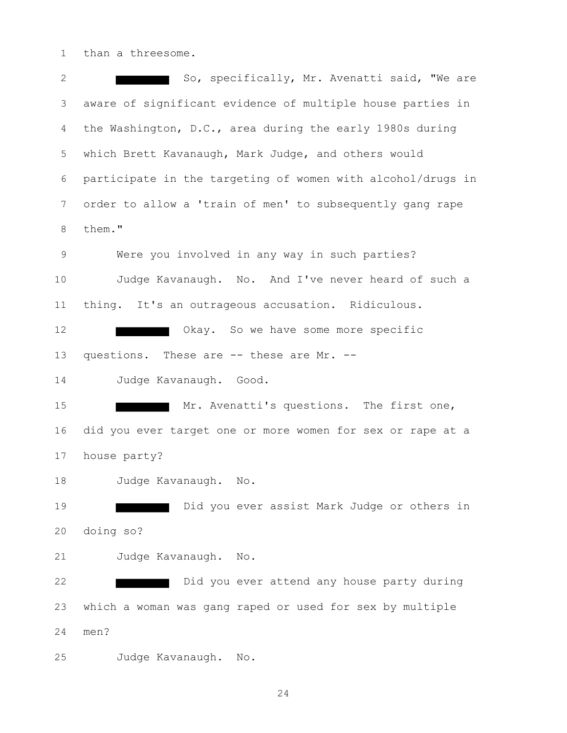than a threesome.

█████ So, specifically, Mr. Avenatti said, "We are aware of significant evidence of multiple house parties in the Washington, D.C., area during the early 1980s during which Brett Kavanaugh, Mark Judge, and others would participate in the targeting of women with alcohol/drugs in order to allow a 'train of men' to subsequently gang rape them."

Were you involved in any way in such parties?

Judge Kavanaugh. No. And I've never heard of such a thing. It's an outrageous accusation. Ridiculous.

█████ Okay. So we have some more specific questions. These are -- these are Mr. --

Judge Kavanaugh. Good.

█████ Mr. Avenatti's questions. The first one, did you ever target one or more women for sex or rape at a house party?

Judge Kavanaugh. No.

█████ Did you ever assist Mark Judge or others in doing so?

Judge Kavanaugh. No.

█████ Did you ever attend any house party during which a woman was gang raped or used for sex by multiple men?

Judge Kavanaugh. No.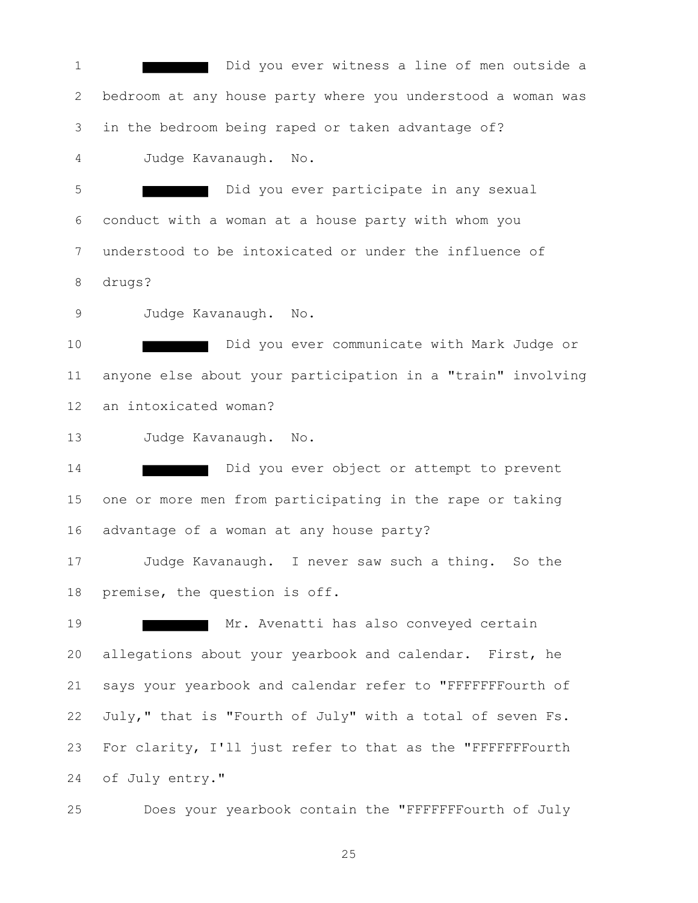[REDACTED] Did you ever witness a line of men outside a bedroom at any house party where you understood a woman was in the bedroom being raped or taken advantage of?

Judge Kavanaugh. No.

[REDACTED] Did you ever participate in any sexual conduct with a woman at a house party with whom you understood to be intoxicated or under the influence of drugs?

Judge Kavanaugh. No.

[REDACTED] Did you ever communicate with Mark Judge or anyone else about your participation in a "train" involving an intoxicated woman?

Judge Kavanaugh. No.

[REDACTED] Did you ever object or attempt to prevent one or more men from participating in the rape or taking advantage of a woman at any house party?

Judge Kavanaugh. I never saw such a thing. So the premise, the question is off.

[REDACTED] Mr. Avenatti has also conveyed certain allegations about your yearbook and calendar. First, he says your yearbook and calendar refer to "FFFFFFFourth of July," that is "Fourth of July" with a total of seven Fs. For clarity, I'll just refer to that as the "FFFFFFFourth of July entry."

Does your yearbook contain the "FFFFFFFourth of July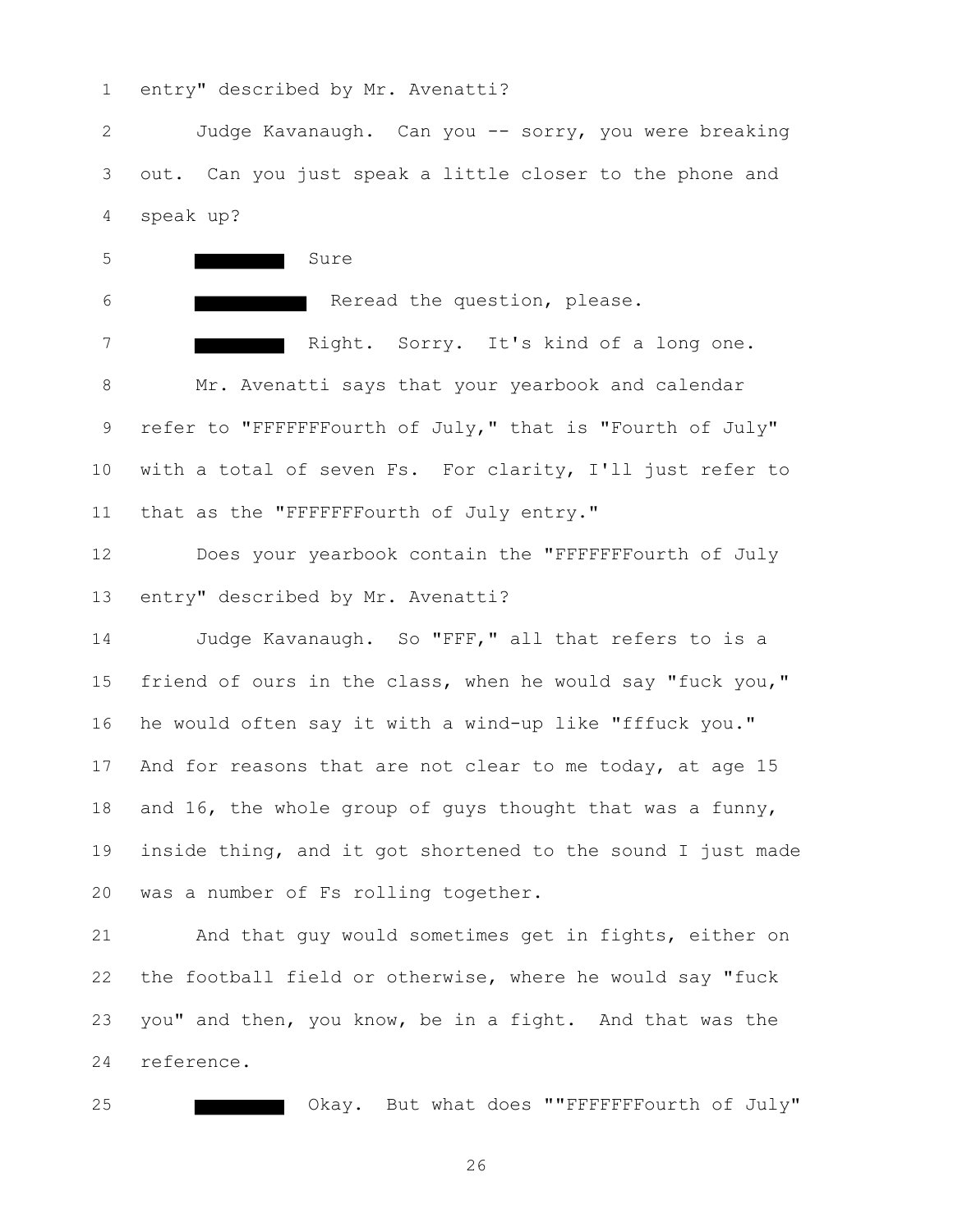entry" described by Mr. Avenatti?

Judge Kavanaugh. Can you -- sorry, you were breaking out. Can you just speak a little closer to the phone and speak up?

█████ Sure

██████ Reread the question, please.

█████ Right. Sorry. It's kind of a long one.

Mr. Avenatti says that your yearbook and calendar refer to "FFFFFFFourth of July," that is "Fourth of July" with a total of seven Fs. For clarity, I'll just refer to that as the "FFFFFFFourth of July entry."

Does your yearbook contain the "FFFFFFFourth of July entry" described by Mr. Avenatti?

Judge Kavanaugh. So "FFF," all that refers to is a friend of ours in the class, when he would say "fuck you," he would often say it with a wind-up like "fffuck you." And for reasons that are not clear to me today, at age 15 and 16, the whole group of guys thought that was a funny, inside thing, and it got shortened to the sound I just made was a number of Fs rolling together.

And that guy would sometimes get in fights, either on the football field or otherwise, where he would say "fuck you" and then, you know, be in a fight. And that was the reference.

█████ Okay. But what does ""FFFFFFFourth of July"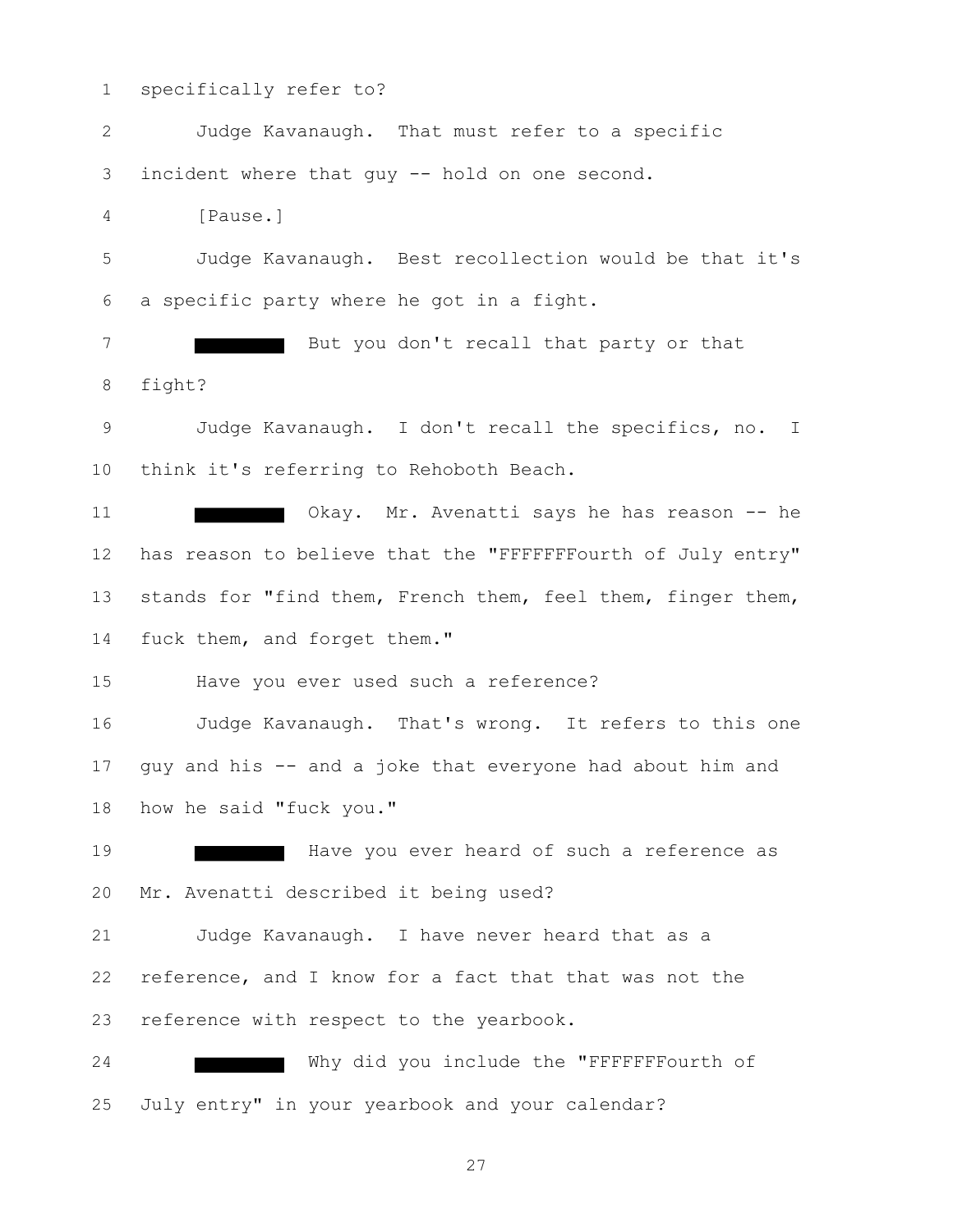specifically refer to?

Judge Kavanaugh. That must refer to a specific incident where that guy -- hold on one second.

[Pause.]

Judge Kavanaugh. Best recollection would be that it's a specific party where he got in a fight.

█████ But you don't recall that party or that fight?

Judge Kavanaugh. I don't recall the specifics, no. I think it's referring to Rehoboth Beach.

█████ Okay. Mr. Avenatti says he has reason -- he has reason to believe that the "FFFFFFFourth of July entry" stands for "find them, French them, feel them, finger them, fuck them, and forget them."

Have you ever used such a reference?

Judge Kavanaugh. That's wrong. It refers to this one guy and his -- and a joke that everyone had about him and how he said "fuck you."

█████ Have you ever heard of such a reference as Mr. Avenatti described it being used?

Judge Kavanaugh. I have never heard that as a reference, and I know for a fact that that was not the reference with respect to the yearbook.

█████ Why did you include the "FFFFFFFourth of July entry" in your yearbook and your calendar?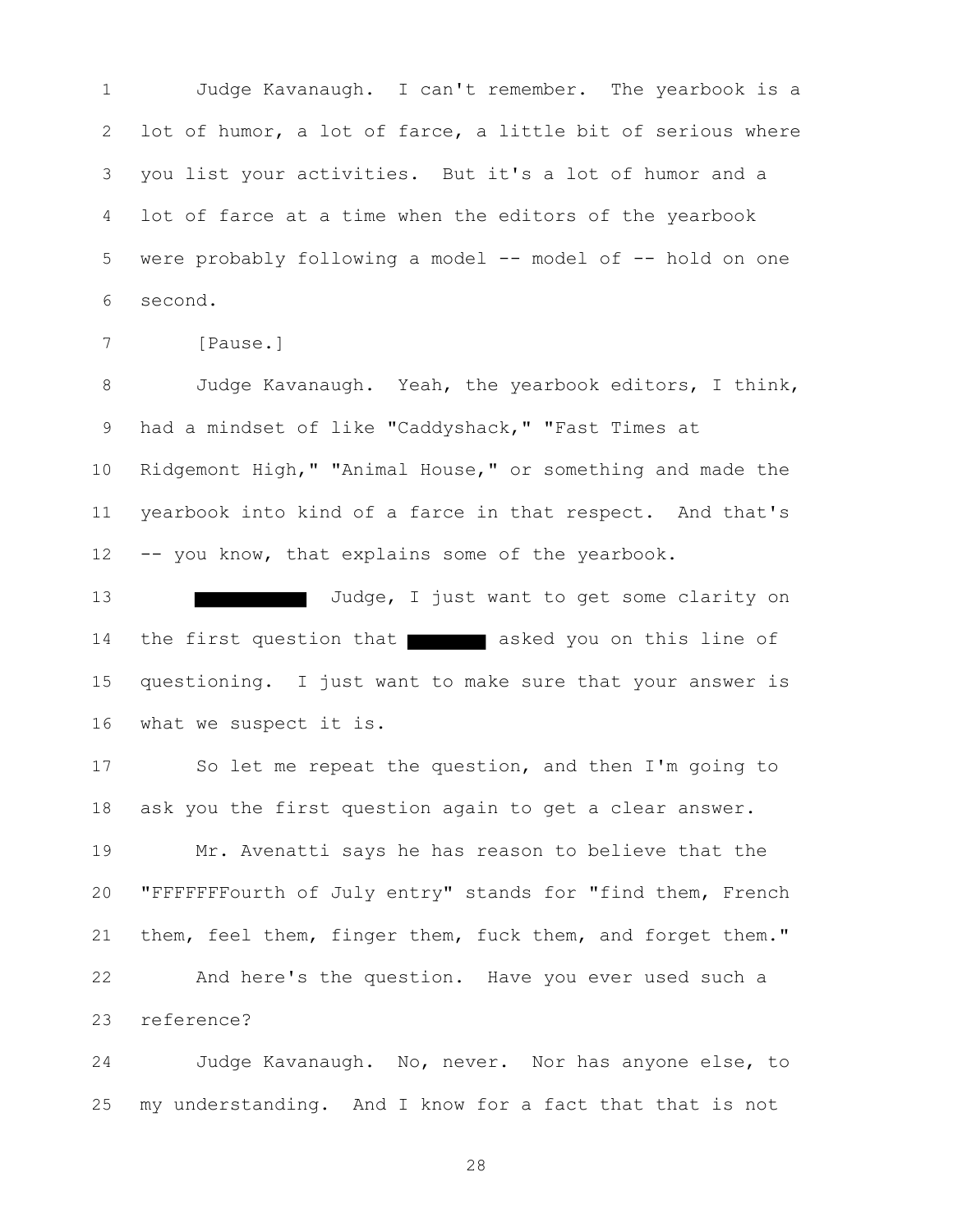Judge Kavanaugh. I can't remember. The yearbook is a lot of humor, a lot of farce, a little bit of serious where you list your activities. But it's a lot of humor and a lot of farce at a time when the editors of the yearbook were probably following a model -- model of -- hold on one second.

[Pause.]

Judge Kavanaugh. Yeah, the yearbook editors, I think, had a mindset of like "Caddyshack," "Fast Times at Ridgemont High," "Animal House," or something and made the yearbook into kind of a farce in that respect. And that's -- you know, that explains some of the yearbook.

█████ Judge, I just want to get some clarity on the first question that ████ asked you on this line of questioning. I just want to make sure that your answer is what we suspect it is.

So let me repeat the question, and then I'm going to ask you the first question again to get a clear answer.

Mr. Avenatti says he has reason to believe that the "FFFFFFFourth of July entry" stands for "find them, French them, feel them, finger them, fuck them, and forget them."

And here's the question. Have you ever used such a reference?

Judge Kavanaugh. No, never. Nor has anyone else, to my understanding. And I know for a fact that that is not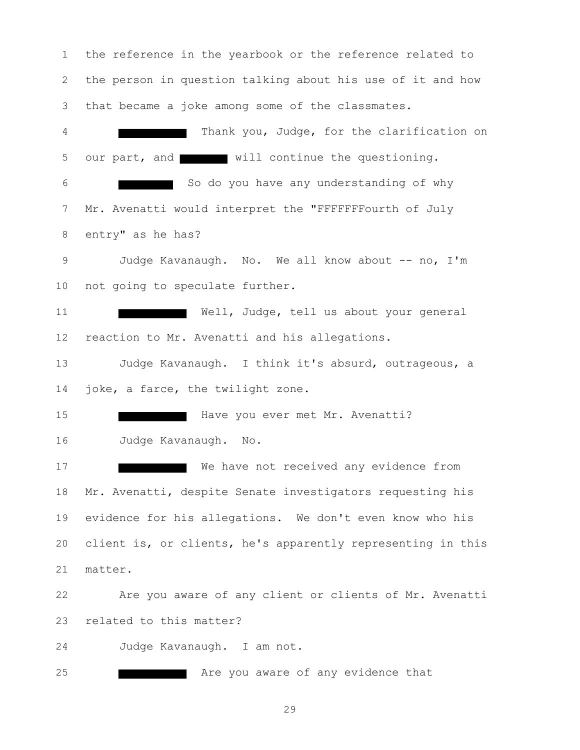1 the reference in the yearbook or the reference related to

2 the person in question talking about his use of it and how

3 that became a joke among some of the classmates.

4 ██████ Thank you, Judge, for the clarification on

5 our part, and ████ will continue the questioning.

6 ████ So do you have any understanding of why

7 Mr. Avenatti would interpret the "FFFFFFFourth of July

8 entry" as he has?

9 Judge Kavanaugh. No. We all know about -- no, I'm

10 not going to speculate further.

11 ██████ Well, Judge, tell us about your general

12 reaction to Mr. Avenatti and his allegations.

13 Judge Kavanaugh. I think it's absurd, outrageous, a

14 joke, a farce, the twilight zone.

15 ██████ Have you ever met Mr. Avenatti?

16 Judge Kavanaugh. No.

17 ██████ We have not received any evidence from

18 Mr. Avenatti, despite Senate investigators requesting his

19 evidence for his allegations. We don't even know who his

20 client is, or clients, he's apparently representing in this

21 matter.

22 Are you aware of any client or clients of Mr. Avenatti

23 related to this matter?

24 Judge Kavanaugh. I am not.

25 ██████ Are you aware of any evidence that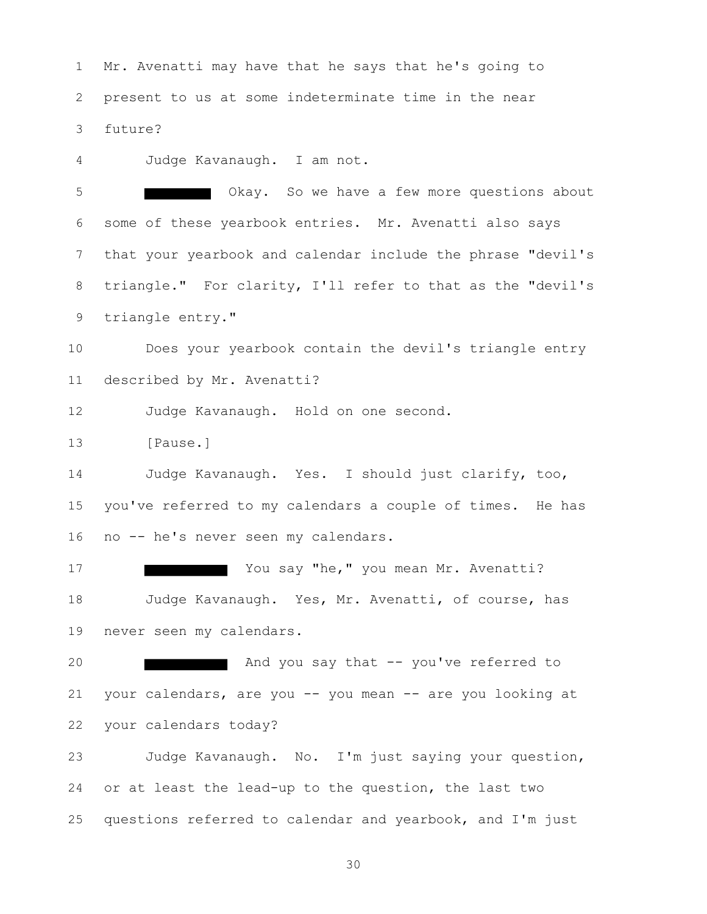1 Mr. Avenatti may have that he says that he's going to
2 present to us at some indeterminate time in the near
3 future?

4 Judge Kavanaugh. I am not.

5 ████████ Okay. So we have a few more questions about
6 some of these yearbook entries. Mr. Avenatti also says
7 that your yearbook and calendar include the phrase "devil's
8 triangle." For clarity, I'll refer to that as the "devil's
9 triangle entry."

10 Does your yearbook contain the devil's triangle entry
11 described by Mr. Avenatti?

12 Judge Kavanaugh. Hold on one second.

13 [Pause.]

14 Judge Kavanaugh. Yes. I should just clarify, too,
15 you've referred to my calendars a couple of times. He has
16 no -- he's never seen my calendars.

17 ██████████ You say "he," you mean Mr. Avenatti?

18 Judge Kavanaugh. Yes, Mr. Avenatti, of course, has
19 never seen my calendars.

20 ██████████ And you say that -- you've referred to
21 your calendars, are you -- you mean -- are you looking at
22 your calendars today?

23 Judge Kavanaugh. No. I'm just saying your question,
24 or at least the lead-up to the question, the last two
25 questions referred to calendar and yearbook, and I'm just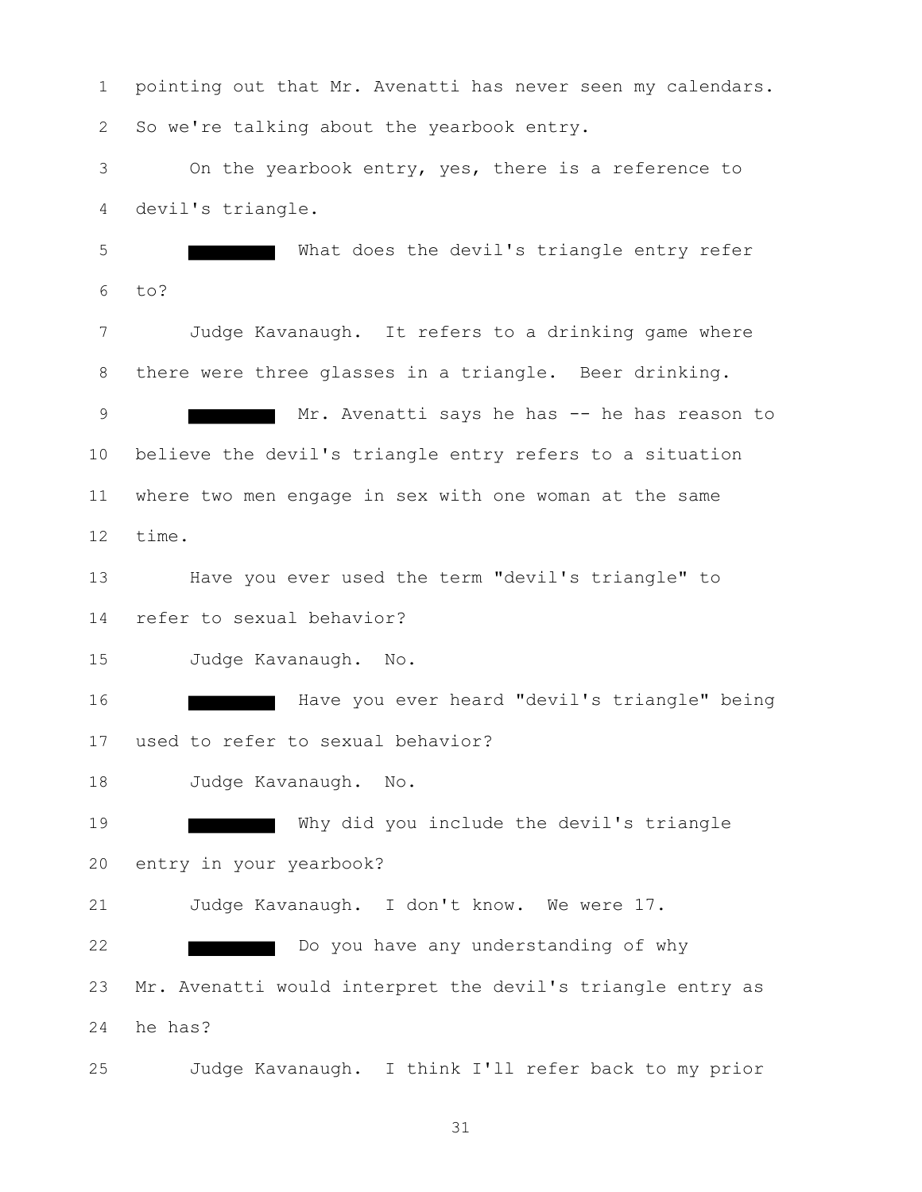pointing out that Mr. Avenatti has never seen my calendars.
So we're talking about the yearbook entry.

On the yearbook entry, yes, there is a reference to devil's triangle.

█████ What does the devil's triangle entry refer to?

Judge Kavanaugh. It refers to a drinking game where there were three glasses in a triangle. Beer drinking.

█████ Mr. Avenatti says he has -- he has reason to believe the devil's triangle entry refers to a situation where two men engage in sex with one woman at the same time.

Have you ever used the term "devil's triangle" to refer to sexual behavior?

Judge Kavanaugh. No.

█████ Have you ever heard "devil's triangle" being used to refer to sexual behavior?

Judge Kavanaugh. No.

█████ Why did you include the devil's triangle entry in your yearbook?

Judge Kavanaugh. I don't know. We were 17.

█████ Do you have any understanding of why Mr. Avenatti would interpret the devil's triangle entry as he has?

Judge Kavanaugh. I think I'll refer back to my prior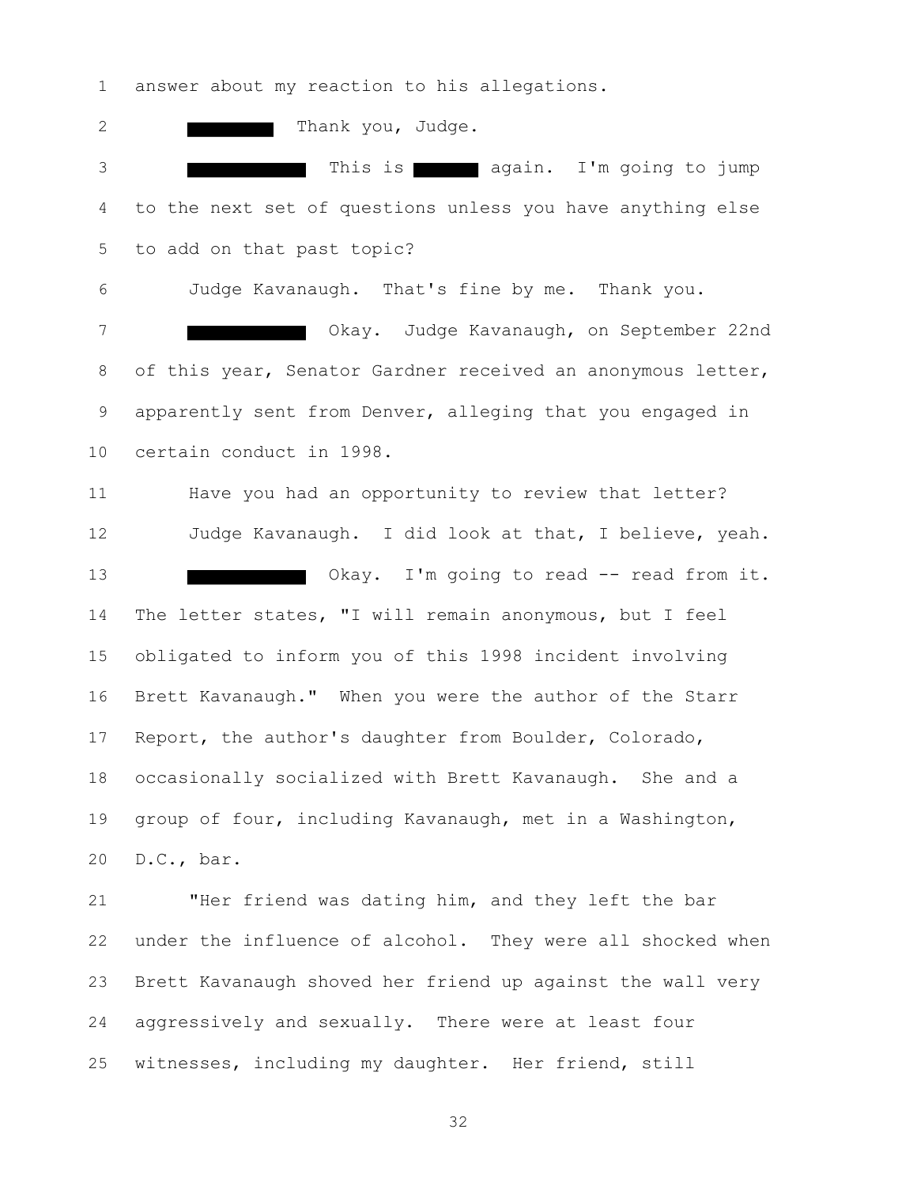1 answer about my reaction to his allegations.

2 ████████ Thank you, Judge.

3 ███████████ This is ██████ again. I'm going to jump

4 to the next set of questions unless you have anything else

5 to add on that past topic?

6 Judge Kavanaugh. That's fine by me. Thank you.

7 ███████████ Okay. Judge Kavanaugh, on September 22nd

8 of this year, Senator Gardner received an anonymous letter,

9 apparently sent from Denver, alleging that you engaged in

10 certain conduct in 1998.

11 Have you had an opportunity to review that letter?

12 Judge Kavanaugh. I did look at that, I believe, yeah.

13 ███████████ Okay. I'm going to read -- read from it.

14 The letter states, "I will remain anonymous, but I feel

15 obligated to inform you of this 1998 incident involving

16 Brett Kavanaugh." When you were the author of the Starr

17 Report, the author's daughter from Boulder, Colorado,

18 occasionally socialized with Brett Kavanaugh. She and a

19 group of four, including Kavanaugh, met in a Washington,

20 D.C., bar.

21 "Her friend was dating him, and they left the bar

22 under the influence of alcohol. They were all shocked when

23 Brett Kavanaugh shoved her friend up against the wall very

24 aggressively and sexually. There were at least four

25 witnesses, including my daughter. Her friend, still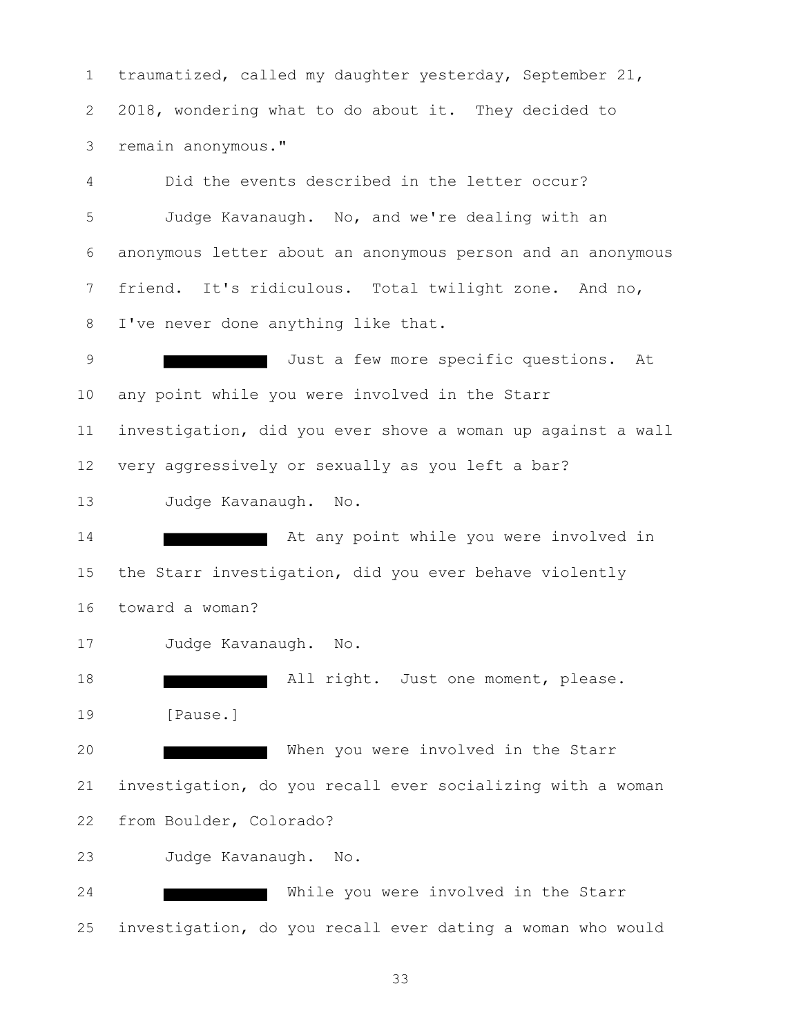traumatized, called my daughter yesterday, September 21, 2018, wondering what to do about it. They decided to remain anonymous."

Did the events described in the letter occur?

Judge Kavanaugh. No, and we're dealing with an anonymous letter about an anonymous person and an anonymous friend. It's ridiculous. Total twilight zone. And no, I've never done anything like that.

█████████ Just a few more specific questions. At any point while you were involved in the Starr investigation, did you ever shove a woman up against a wall very aggressively or sexually as you left a bar?

Judge Kavanaugh. No.

█████████ At any point while you were involved in the Starr investigation, did you ever behave violently toward a woman?

Judge Kavanaugh. No.

█████████ All right. Just one moment, please.

[Pause.]

█████████ When you were involved in the Starr investigation, do you recall ever socializing with a woman from Boulder, Colorado?

Judge Kavanaugh. No.

█████████ While you were involved in the Starr investigation, do you recall ever dating a woman who would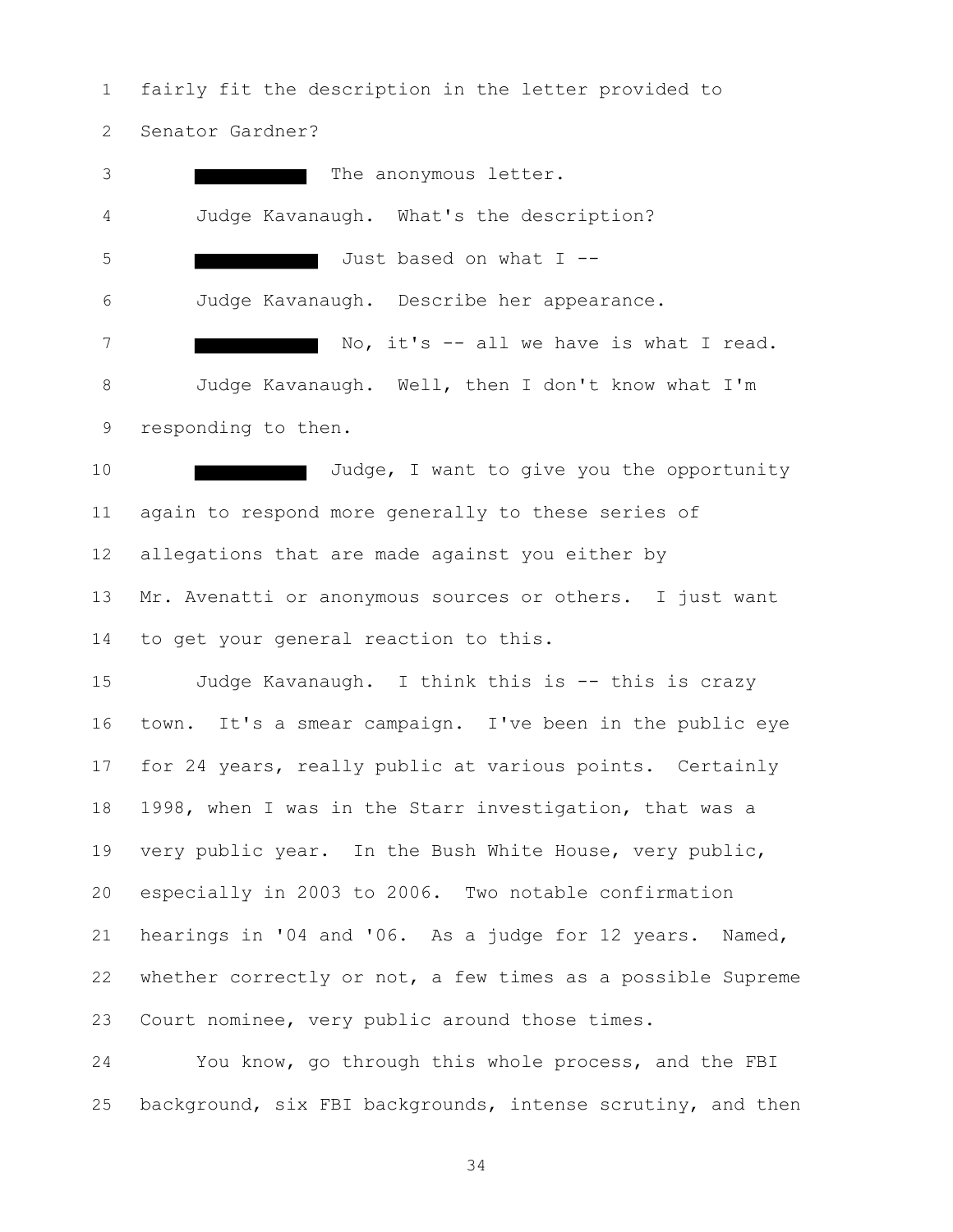fairly fit the description in the letter provided to Senator Gardner?

████████ The anonymous letter.

Judge Kavanaugh. What's the description?

████████ Just based on what I --

Judge Kavanaugh. Describe her appearance.

████████ No, it's -- all we have is what I read.

Judge Kavanaugh. Well, then I don't know what I'm responding to then.

████████ Judge, I want to give you the opportunity again to respond more generally to these series of allegations that are made against you either by Mr. Avenatti or anonymous sources or others. I just want to get your general reaction to this.

Judge Kavanaugh. I think this is -- this is crazy town. It's a smear campaign. I've been in the public eye for 24 years, really public at various points. Certainly 1998, when I was in the Starr investigation, that was a very public year. In the Bush White House, very public, especially in 2003 to 2006. Two notable confirmation hearings in '04 and '06. As a judge for 12 years. Named, whether correctly or not, a few times as a possible Supreme Court nominee, very public around those times.

You know, go through this whole process, and the FBI background, six FBI backgrounds, intense scrutiny, and then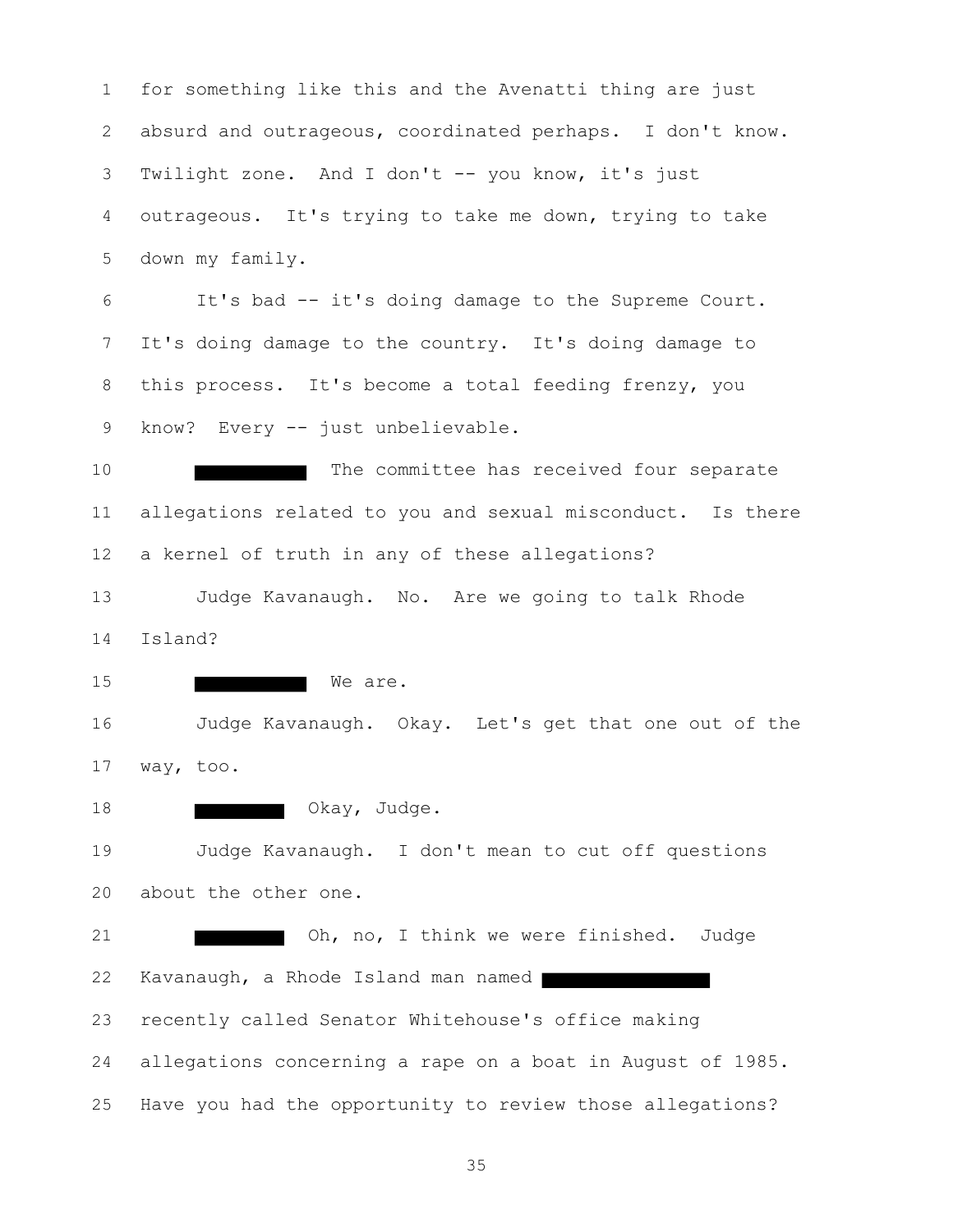for something like this and the Avenatti thing are just absurd and outrageous, coordinated perhaps. I don't know. Twilight zone. And I don't -- you know, it's just outrageous. It's trying to take me down, trying to take down my family.

It's bad -- it's doing damage to the Supreme Court. It's doing damage to the country. It's doing damage to this process. It's become a total feeding frenzy, you know? Every -- just unbelievable.

█████ The committee has received four separate allegations related to you and sexual misconduct. Is there a kernel of truth in any of these allegations?

Judge Kavanaugh. No. Are we going to talk Rhode Island?

█████ We are.

Judge Kavanaugh. Okay. Let's get that one out of the way, too.

█████ Okay, Judge.

Judge Kavanaugh. I don't mean to cut off questions about the other one.

█████ Oh, no, I think we were finished. Judge Kavanaugh, a Rhode Island man named █████ recently called Senator Whitehouse's office making allegations concerning a rape on a boat in August of 1985. Have you had the opportunity to review those allegations?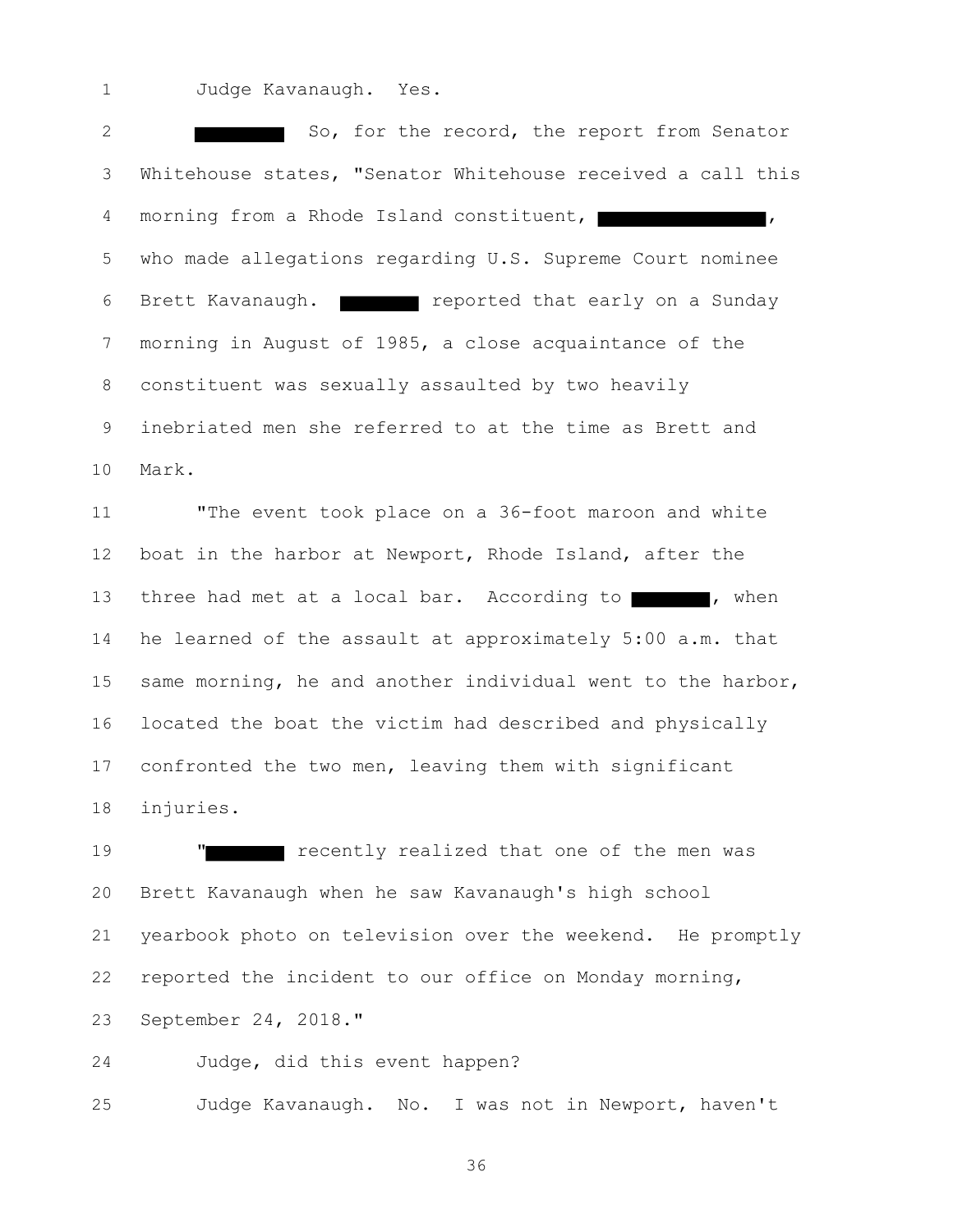Judge Kavanaugh. Yes.

█████ So, for the record, the report from Senator Whitehouse states, "Senator Whitehouse received a call this morning from a Rhode Island constituent, █████████, who made allegations regarding U.S. Supreme Court nominee Brett Kavanaugh. █████ reported that early on a Sunday morning in August of 1985, a close acquaintance of the constituent was sexually assaulted by two heavily inebriated men she referred to at the time as Brett and Mark.

"The event took place on a 36-foot maroon and white boat in the harbor at Newport, Rhode Island, after the three had met at a local bar. According to █████, when he learned of the assault at approximately 5:00 a.m. that same morning, he and another individual went to the harbor, located the boat the victim had described and physically confronted the two men, leaving them with significant injuries.

"█████ recently realized that one of the men was Brett Kavanaugh when he saw Kavanaugh's high school yearbook photo on television over the weekend. He promptly reported the incident to our office on Monday morning, September 24, 2018."

Judge, did this event happen?

Judge Kavanaugh. No. I was not in Newport, haven't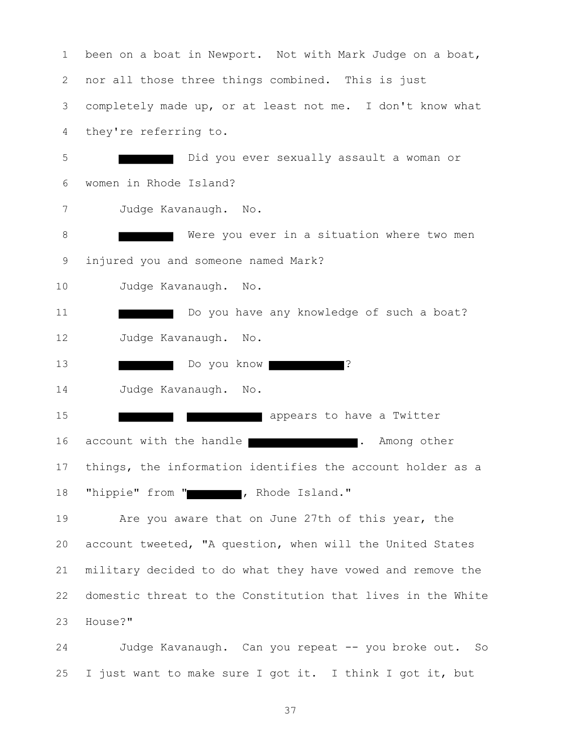been on a boat in Newport. Not with Mark Judge on a boat, nor all those three things combined. This is just completely made up, or at least not me. I don't know what they're referring to.

█████ Did you ever sexually assault a woman or women in Rhode Island?

Judge Kavanaugh. No.

█████ Were you ever in a situation where two men injured you and someone named Mark?

Judge Kavanaugh. No.

█████ Do you have any knowledge of such a boat?

Judge Kavanaugh. No.

█████ Do you know █████?

Judge Kavanaugh. No.

█████ █████ appears to have a Twitter account with the handle █████. Among other things, the information identifies the account holder as a "hippie" from "█████, Rhode Island."

Are you aware that on June 27th of this year, the account tweeted, "A question, when will the United States military decided to do what they have vowed and remove the domestic threat to the Constitution that lives in the White House?"

Judge Kavanaugh. Can you repeat -- you broke out. So I just want to make sure I got it. I think I got it, but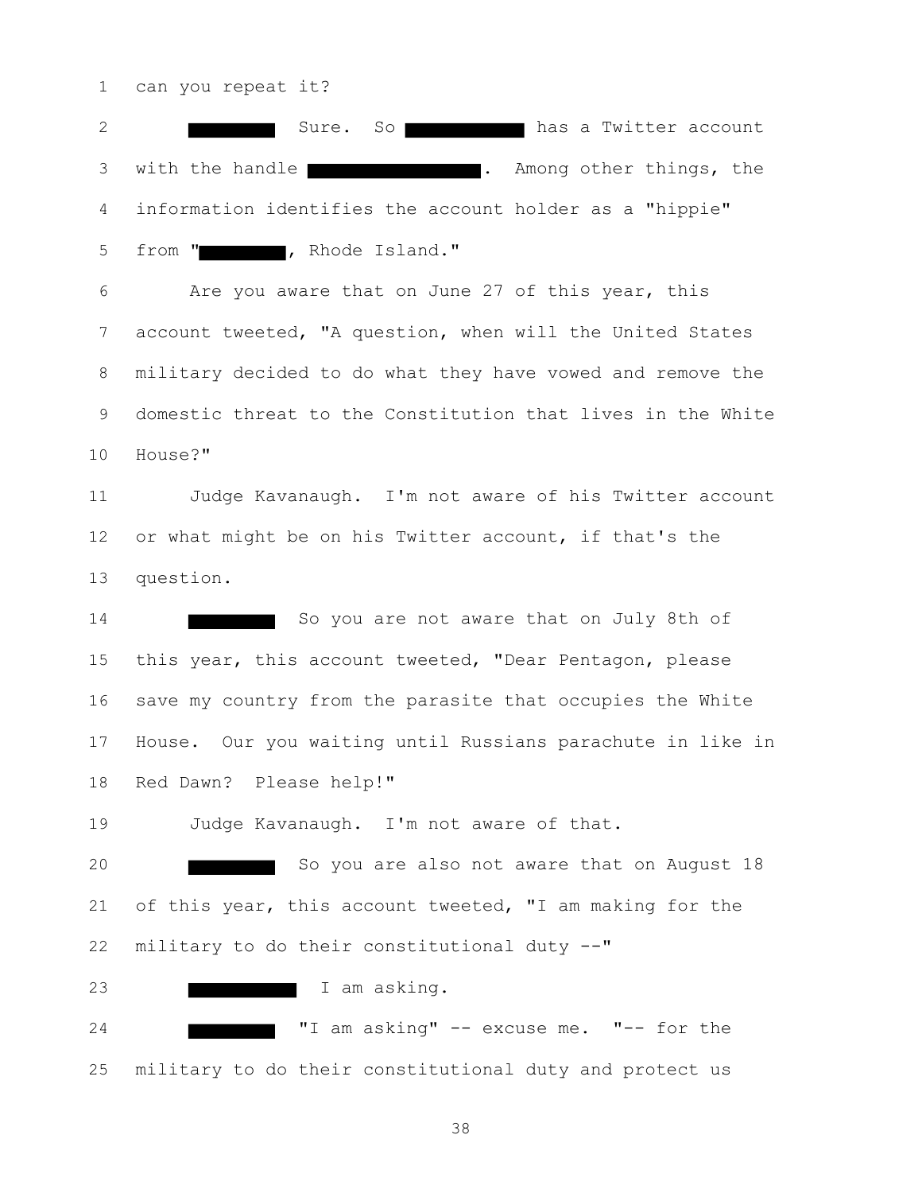can you repeat it?

█████ Sure. So ██████ has a Twitter account with the handle ██████████. Among other things, the information identifies the account holder as a "hippie" from "█████, Rhode Island."

Are you aware that on June 27 of this year, this account tweeted, "A question, when will the United States military decided to do what they have vowed and remove the domestic threat to the Constitution that lives in the White House?"

Judge Kavanaugh. I'm not aware of his Twitter account or what might be on his Twitter account, if that's the question.

█████ So you are not aware that on July 8th of this year, this account tweeted, "Dear Pentagon, please save my country from the parasite that occupies the White House. Our you waiting until Russians parachute in like in Red Dawn? Please help!"

Judge Kavanaugh. I'm not aware of that.

█████ So you are also not aware that on August 18 of this year, this account tweeted, "I am making for the military to do their constitutional duty --"

██████ I am asking.

█████ "I am asking" -- excuse me. "-- for the military to do their constitutional duty and protect us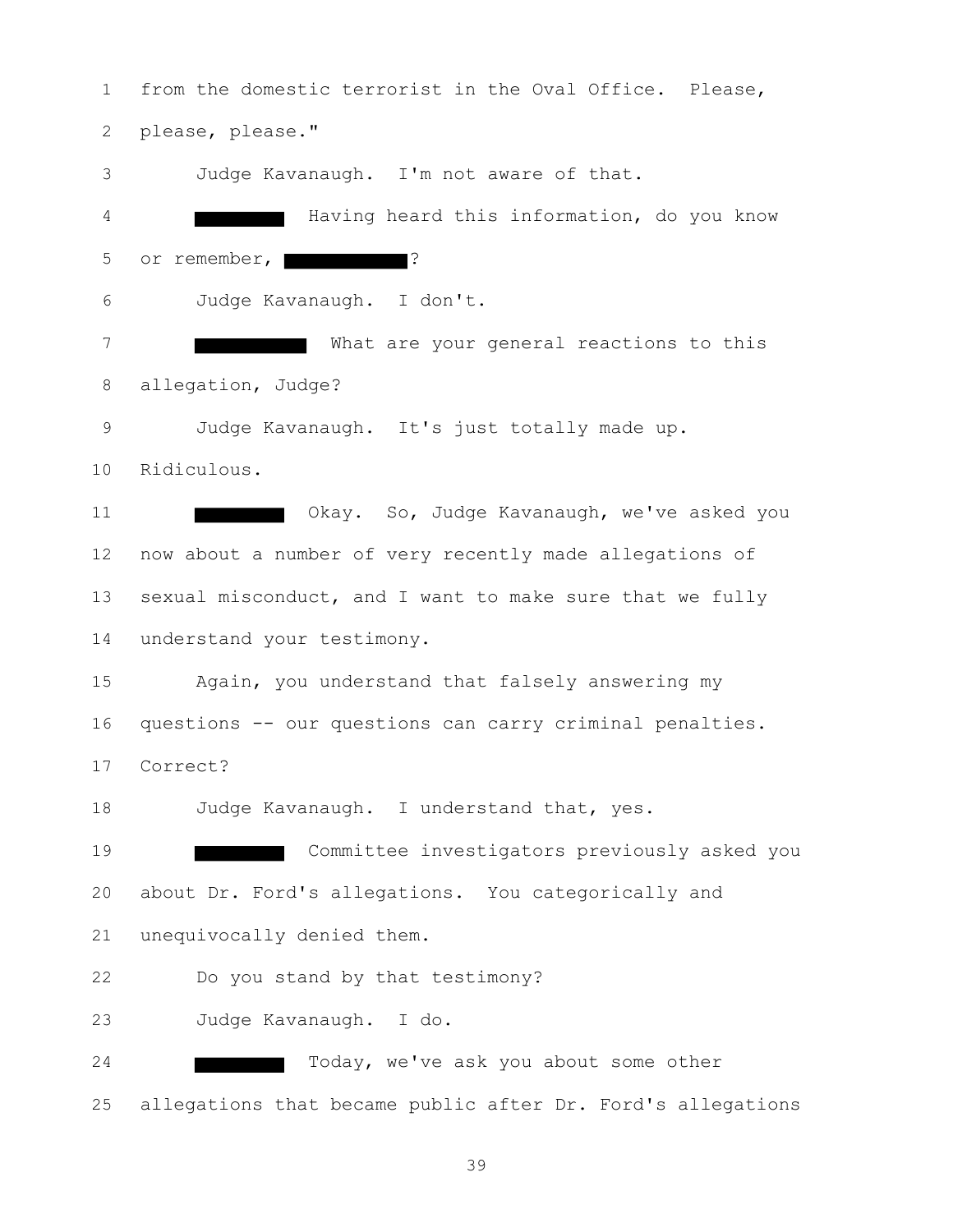from the domestic terrorist in the Oval Office. Please, please, please."

Judge Kavanaugh. I'm not aware of that.

██████ Having heard this information, do you know or remember, ████████?

Judge Kavanaugh. I don't.

████████ What are your general reactions to this allegation, Judge?

Judge Kavanaugh. It's just totally made up. Ridiculous.

██████ Okay. So, Judge Kavanaugh, we've asked you now about a number of very recently made allegations of sexual misconduct, and I want to make sure that we fully understand your testimony.

Again, you understand that falsely answering my questions -- our questions can carry criminal penalties. Correct?

Judge Kavanaugh. I understand that, yes.

██████ Committee investigators previously asked you about Dr. Ford's allegations. You categorically and unequivocally denied them.

Do you stand by that testimony?

Judge Kavanaugh. I do.

██████ Today, we've ask you about some other allegations that became public after Dr. Ford's allegations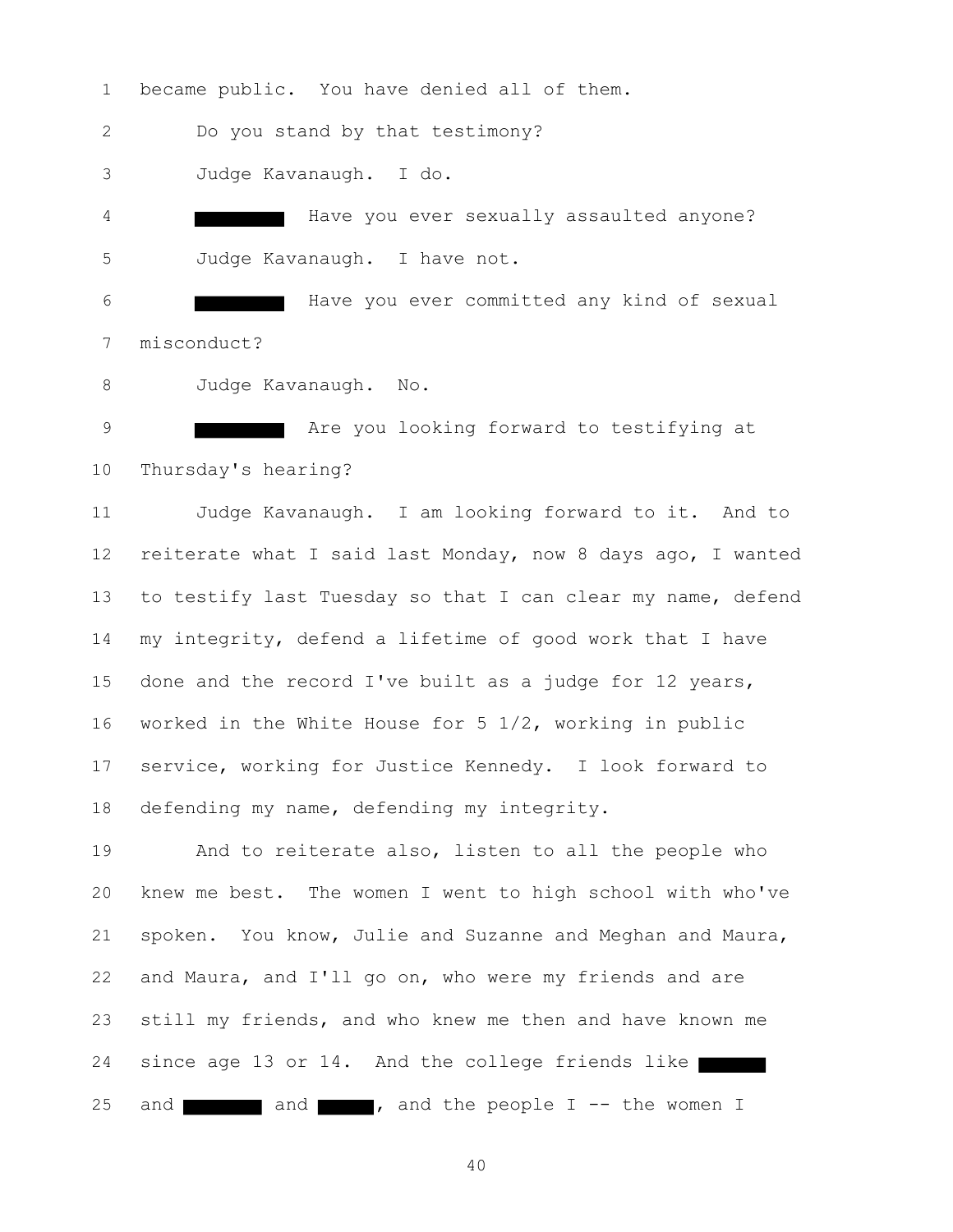became public. You have denied all of them.

Do you stand by that testimony?

Judge Kavanaugh. I do.

█████ Have you ever sexually assaulted anyone?

Judge Kavanaugh. I have not.

█████ Have you ever committed any kind of sexual misconduct?

Judge Kavanaugh. No.

█████ Are you looking forward to testifying at Thursday's hearing?

Judge Kavanaugh. I am looking forward to it. And to reiterate what I said last Monday, now 8 days ago, I wanted to testify last Tuesday so that I can clear my name, defend my integrity, defend a lifetime of good work that I have done and the record I've built as a judge for 12 years, worked in the White House for 5 1/2, working in public service, working for Justice Kennedy. I look forward to defending my name, defending my integrity.

And to reiterate also, listen to all the people who knew me best. The women I went to high school with who've spoken. You know, Julie and Suzanne and Meghan and Maura, and Maura, and I'll go on, who were my friends and are still my friends, and who knew me then and have known me since age 13 or 14. And the college friends like █████ and █████ and █████, and the people I -- the women I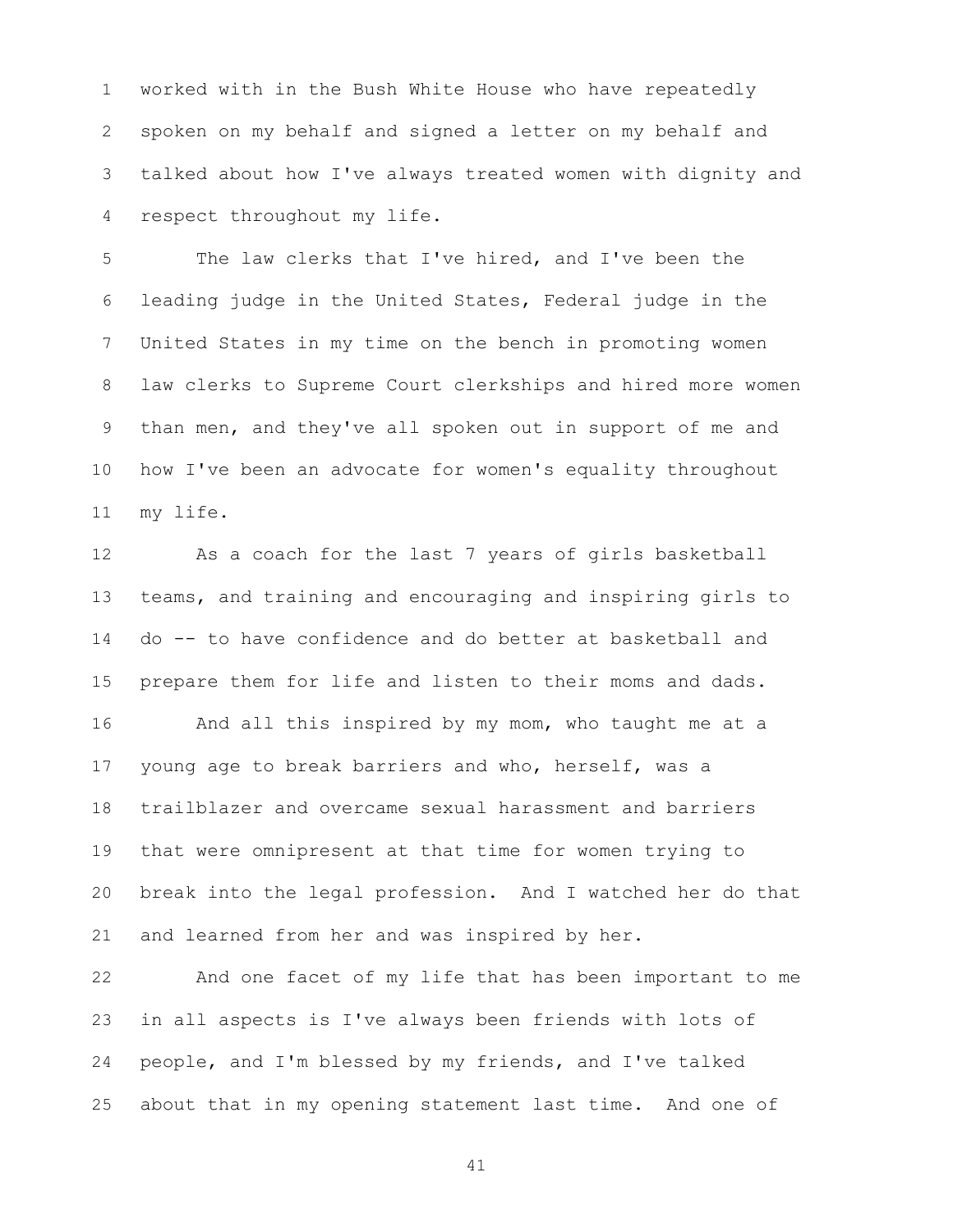worked with in the Bush White House who have repeatedly spoken on my behalf and signed a letter on my behalf and talked about how I've always treated women with dignity and respect throughout my life.

The law clerks that I've hired, and I've been the leading judge in the United States, Federal judge in the United States in my time on the bench in promoting women law clerks to Supreme Court clerkships and hired more women than men, and they've all spoken out in support of me and how I've been an advocate for women's equality throughout my life.

As a coach for the last 7 years of girls basketball teams, and training and encouraging and inspiring girls to do -- to have confidence and do better at basketball and prepare them for life and listen to their moms and dads.

And all this inspired by my mom, who taught me at a young age to break barriers and who, herself, was a trailblazer and overcame sexual harassment and barriers that were omnipresent at that time for women trying to break into the legal profession. And I watched her do that and learned from her and was inspired by her.

And one facet of my life that has been important to me in all aspects is I've always been friends with lots of people, and I'm blessed by my friends, and I've talked about that in my opening statement last time. And one of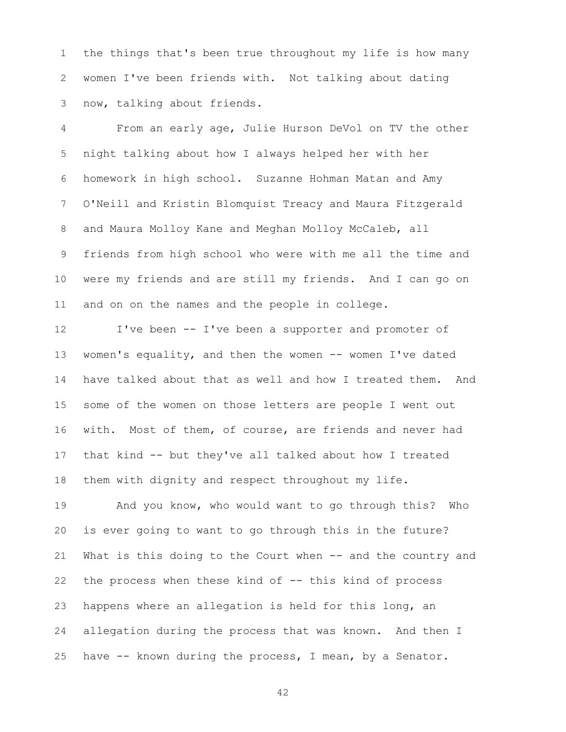the things that's been true throughout my life is how many women I've been friends with. Not talking about dating now, talking about friends.

From an early age, Julie Hurson DeVol on TV the other night talking about how I always helped her with her homework in high school. Suzanne Hohman Matan and Amy O'Neill and Kristin Blomquist Treacy and Maura Fitzgerald and Maura Molloy Kane and Meghan Molloy McCaleb, all friends from high school who were with me all the time and were my friends and are still my friends. And I can go on and on on the names and the people in college.

I've been -- I've been a supporter and promoter of women's equality, and then the women -- women I've dated have talked about that as well and how I treated them. And some of the women on those letters are people I went out with. Most of them, of course, are friends and never had that kind -- but they've all talked about how I treated them with dignity and respect throughout my life.

And you know, who would want to go through this? Who is ever going to want to go through this in the future? What is this doing to the Court when -- and the country and the process when these kind of -- this kind of process happens where an allegation is held for this long, an allegation during the process that was known. And then I have -- known during the process, I mean, by a Senator.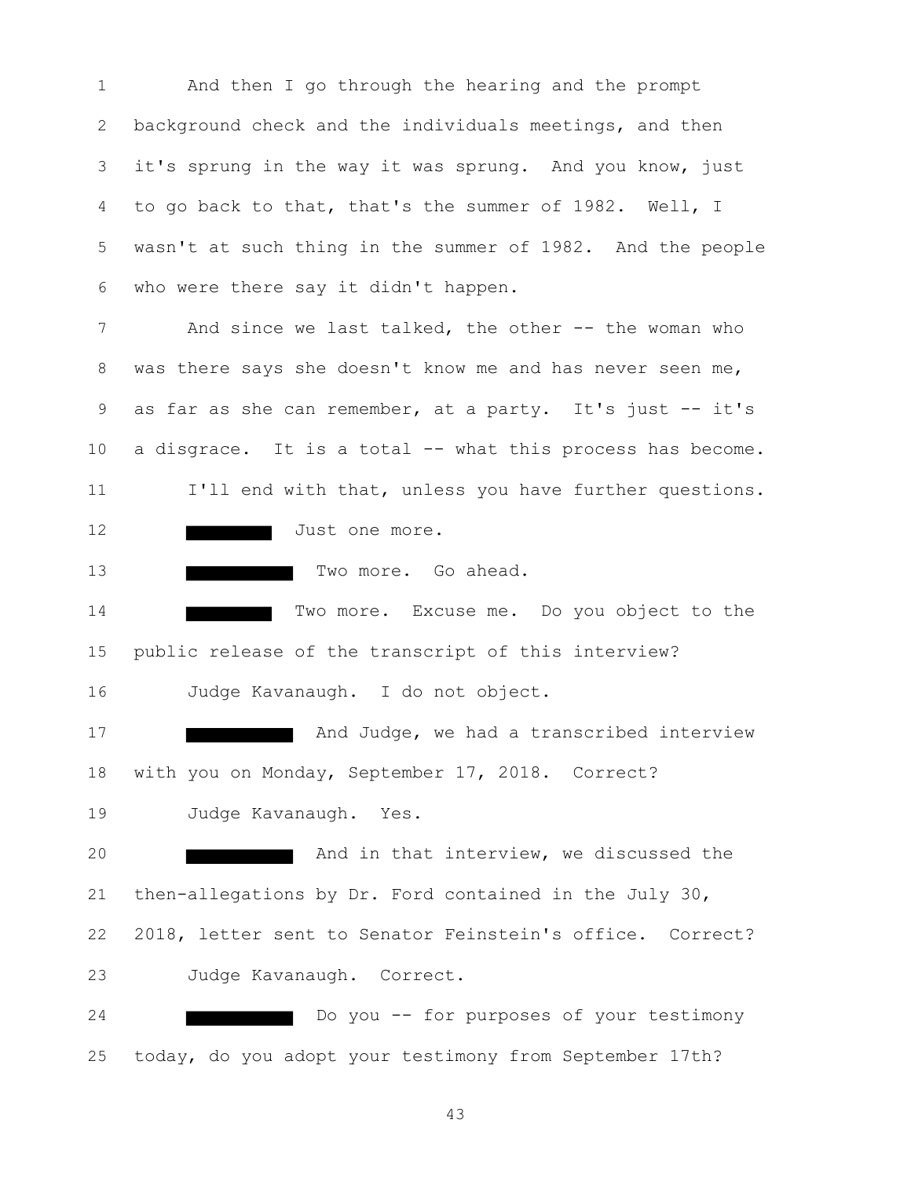1 And then I go through the hearing and the prompt
2 background check and the individuals meetings, and then
3 it's sprung in the way it was sprung. And you know, just
4 to go back to that, that's the summer of 1982. Well, I
5 wasn't at such thing in the summer of 1982. And the people
6 who were there say it didn't happen.

7 And since we last talked, the other -- the woman who
8 was there says she doesn't know me and has never seen me,
9 as far as she can remember, at a party. It's just -- it's
10 a disgrace. It is a total -- what this process has become.

11 I'll end with that, unless you have further questions.

12 ██████ Just one more.

13 ███████ Two more. Go ahead.

14 ██████ Two more. Excuse me. Do you object to the
15 public release of the transcript of this interview?

16 Judge Kavanaugh. I do not object.

17 ███████ And Judge, we had a transcribed interview
18 with you on Monday, September 17, 2018. Correct?

19 Judge Kavanaugh. Yes.

20 ███████ And in that interview, we discussed the
21 then-allegations by Dr. Ford contained in the July 30,
22 2018, letter sent to Senator Feinstein's office. Correct?

23 Judge Kavanaugh. Correct.

24 ███████ Do you -- for purposes of your testimony
25 today, do you adopt your testimony from September 17th?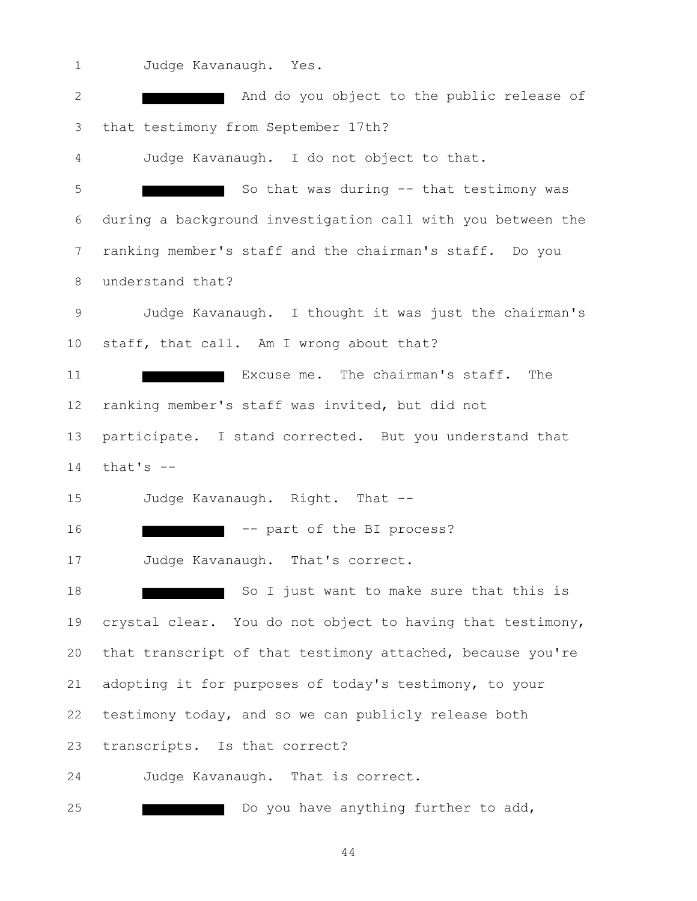Judge Kavanaugh. Yes.

█████ And do you object to the public release of that testimony from September 17th?

Judge Kavanaugh. I do not object to that.

█████ So that was during -- that testimony was during a background investigation call with you between the ranking member's staff and the chairman's staff. Do you understand that?

Judge Kavanaugh. I thought it was just the chairman's staff, that call. Am I wrong about that?

█████ Excuse me. The chairman's staff. The ranking member's staff was invited, but did not participate. I stand corrected. But you understand that that's --

Judge Kavanaugh. Right. That --

█████ -- part of the BI process?

Judge Kavanaugh. That's correct.

█████ So I just want to make sure that this is crystal clear. You do not object to having that testimony, that transcript of that testimony attached, because you're adopting it for purposes of today's testimony, to your testimony today, and so we can publicly release both transcripts. Is that correct?

Judge Kavanaugh. That is correct.

█████ Do you have anything further to add,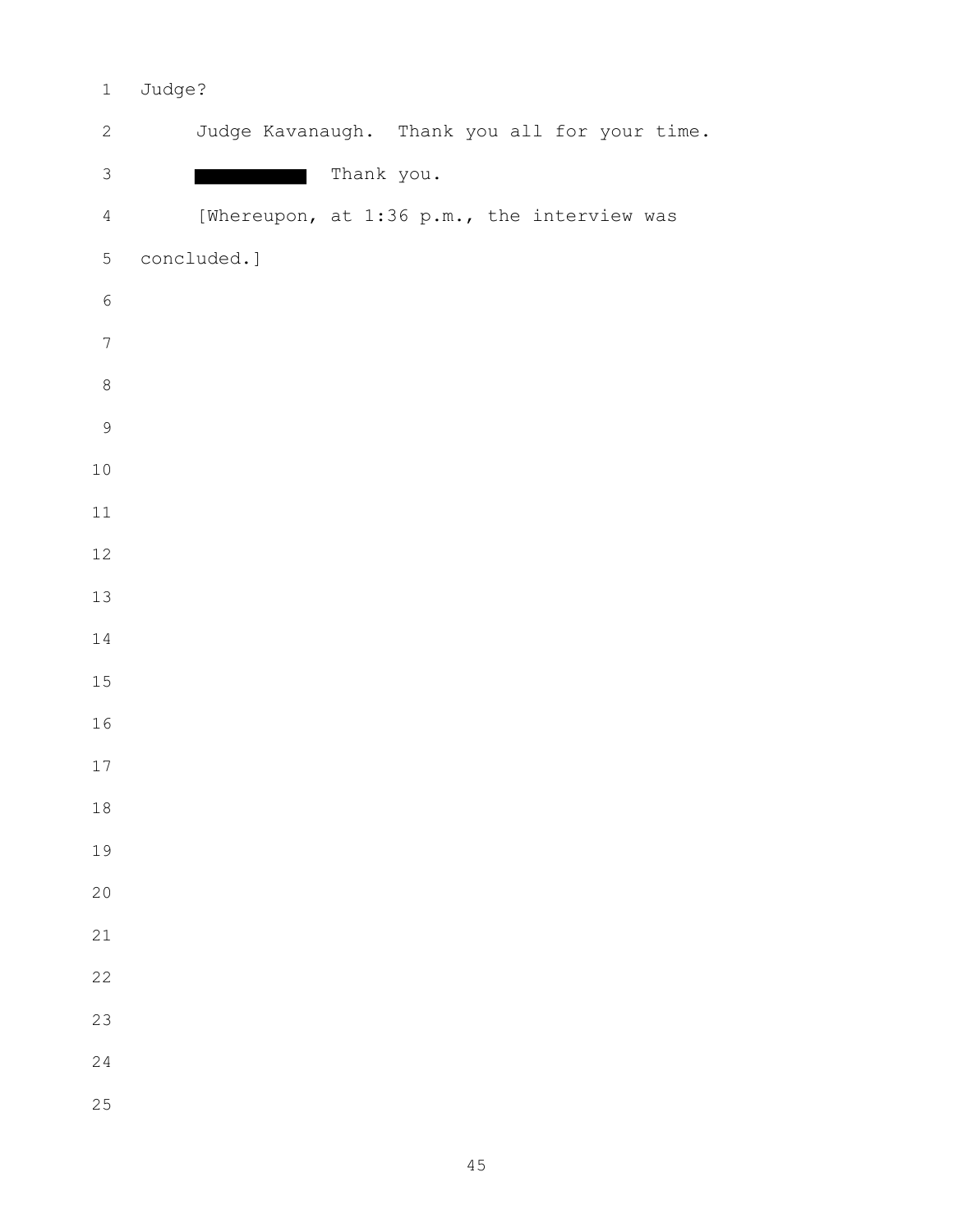Judge?

Judge Kavanaugh. Thank you all for your time.

[REDACTED] Thank you.

[Whereupon, at 1:36 p.m., the interview was concluded.]